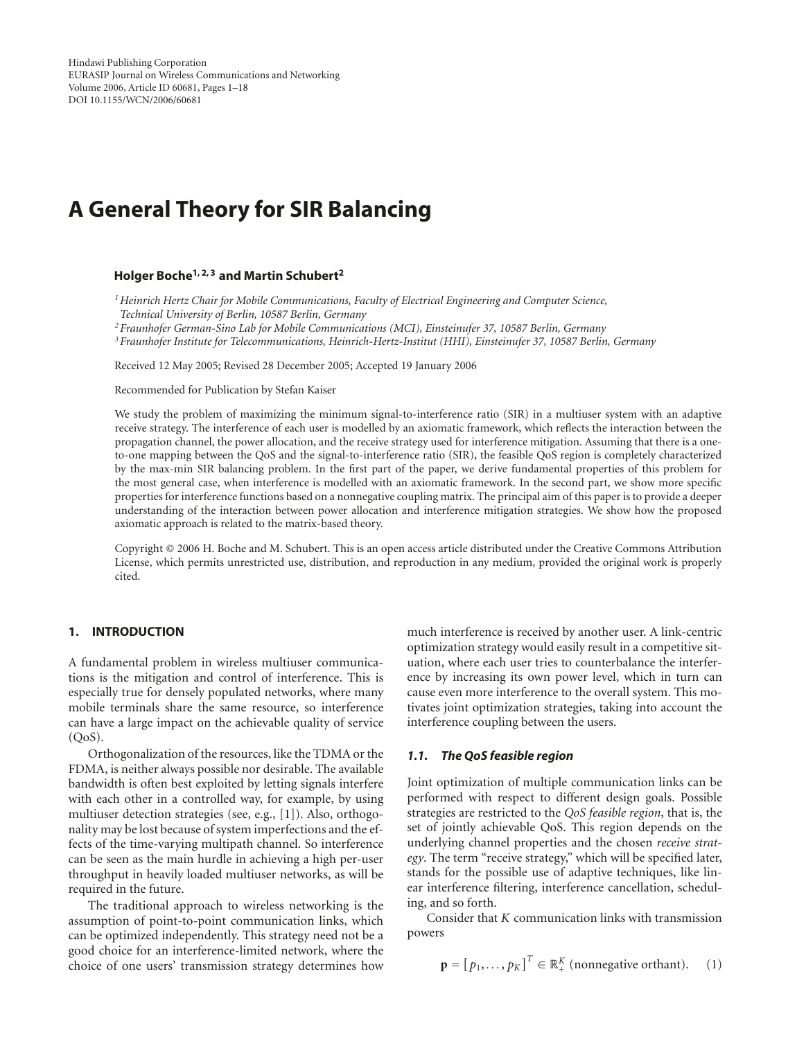# A General Theory for SIR Balancing

**Holger Boche[1, 2, 3] and Martin Schubert[2]**

[1] *Heinrich Hertz Chair for Mobile Communications, Faculty of Electrical Engineering and Computer Science, Technical University of Berlin, 10587 Berlin, Germany*
[2] *Fraunhofer German-Sino Lab for Mobile Communications (MCI), Einsteinufer 37, 10587 Berlin, Germany*
[3] *Fraunhofer Institute for Telecommunications, Heinrich-Hertz-Institut (HHI), Einsteinufer 37, 10587 Berlin, Germany*

Received 12 May 2005; Revised 28 December 2005; Accepted 19 January 2006

Recommended for Publication by Stefan Kaiser

We study the problem of maximizing the minimum signal-to-interference ratio (SIR) in a multiuser system with an adaptive receive strategy. The interference of each user is modelled by an axiomatic framework, which reflects the interaction between the propagation channel, the power allocation, and the receive strategy used for interference mitigation. Assuming that there is a one-to-one mapping between the QoS and the signal-to-interference ratio (SIR), the feasible QoS region is completely characterized by the max-min SIR balancing problem. In the first part of the paper, we derive fundamental properties of this problem for the most general case, when interference is modelled with an axiomatic framework. In the second part, we show more specific properties for interference functions based on a nonnegative coupling matrix. The principal aim of this paper is to provide a deeper understanding of the interaction between power allocation and interference mitigation strategies. We show how the proposed axiomatic approach is related to the matrix-based theory.

Copyright © 2006 H. Boche and M. Schubert. This is an open access article distributed under the Creative Commons Attribution License, which permits unrestricted use, distribution, and reproduction in any medium, provided the original work is properly cited.

## 1. INTRODUCTION

A fundamental problem in wireless multiuser communications is the mitigation and control of interference. This is especially true for densely populated networks, where many mobile terminals share the same resource, so interference can have a large impact on the achievable quality of service (QoS).

Orthogonalization of the resources, like the TDMA or the FDMA, is neither always possible nor desirable. The available bandwidth is often best exploited by letting signals interfere with each other in a controlled way, for example, by using multiuser detection strategies (see, e.g., [1]). Also, orthogonality may be lost because of system imperfections and the effects of the time-varying multipath channel. So interference can be seen as the main hurdle in achieving a high per-user throughput in heavily loaded multiuser networks, as will be required in the future.

The traditional approach to wireless networking is the assumption of point-to-point communication links, which can be optimized independently. This strategy need not be a good choice for an interference-limited network, where the choice of one users' transmission strategy determines how much interference is received by another user. A link-centric optimization strategy would easily result in a competitive situation, where each user tries to counterbalance the interference by increasing its own power level, which in turn can cause even more interference to the overall system. This motivates joint optimization strategies, taking into account the interference coupling between the users.

### 1.1. The QoS feasible region

Joint optimization of multiple communication links can be performed with respect to different design goals. Possible strategies are restricted to the *QoS feasible region*, that is, the set of jointly achievable QoS. This region depends on the underlying channel properties and the chosen *receive strategy*. The term "receive strategy," which will be specified later, stands for the possible use of adaptive techniques, like linear interference filtering, interference cancellation, scheduling, and so forth.

Consider that $K$ communication links with transmission powers

$$\mathbf{p} = [p_1, \dots, p_K]^T \in \mathbb{R}_+^K \text{ (nonnegative orthant).} \quad (1)$$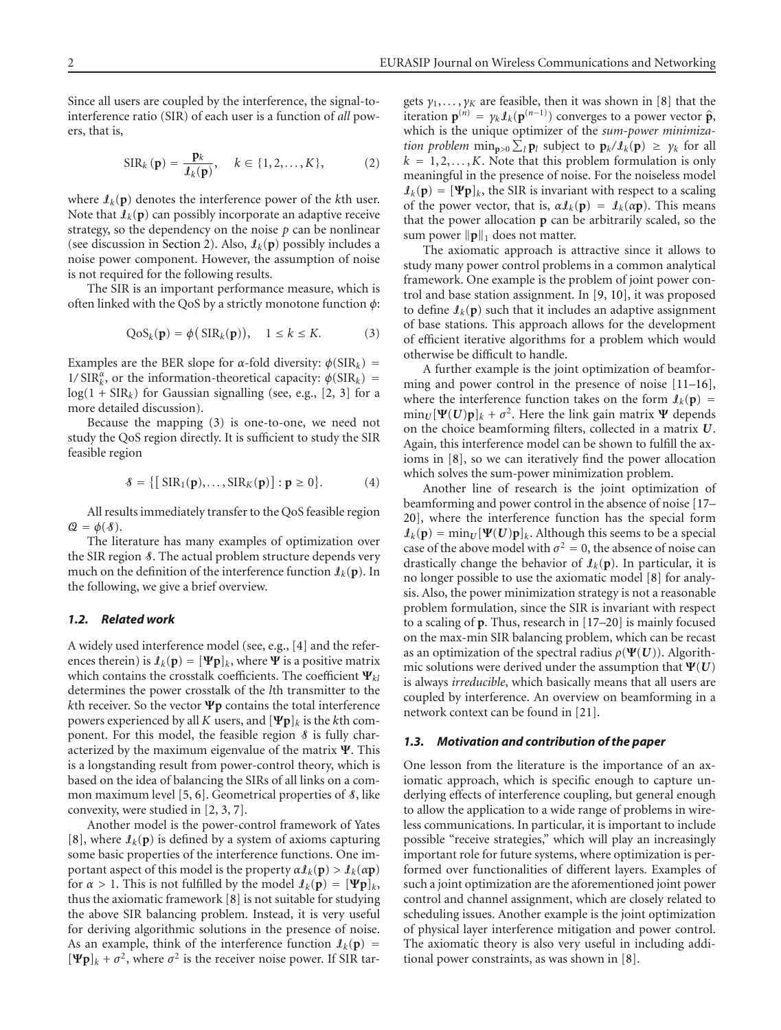Since all users are coupled by the interference, the signal-to-interference ratio (SIR) of each user is a function of *all* powers, that is,

$$\mathrm{SIR}_k(\mathbf{p}) = \frac{\mathbf{p}_k}{\mathcal{I}_k(\mathbf{p})}, \quad k \in \{1, 2, \ldots, K\}, \tag{2}$$

where $\mathcal{I}_k(\mathbf{p})$ denotes the interference power of the $k$th user. Note that $\mathcal{I}_k(\mathbf{p})$ can possibly incorporate an adaptive receive strategy, so the dependency on the noise $p$ can be nonlinear (see discussion in Section 2). Also, $\mathcal{I}_k(\mathbf{p})$ possibly includes a noise power component. However, the assumption of noise is not required for the following results.

The SIR is an important performance measure, which is often linked with the QoS by a strictly monotone function $\phi$:

$$\mathrm{QoS}_k(\mathbf{p}) = \phi(\mathrm{SIR}_k(\mathbf{p})), \quad 1 \le k \le K. \tag{3}$$

Examples are the BER slope for $\alpha$-fold diversity: $\phi(\mathrm{SIR}_k) = 1/\mathrm{SIR}_k^{\alpha}$, or the information-theoretical capacity: $\phi(\mathrm{SIR}_k) = \log(1 + \mathrm{SIR}_k)$ for Gaussian signalling (see, e.g., [2, 3] for a more detailed discussion).

Because the mapping (3) is one-to-one, we need not study the QoS region directly. It is sufficient to study the SIR feasible region

$$\mathcal{S} = \{[\mathrm{SIR}_1(\mathbf{p}), \ldots, \mathrm{SIR}_K(\mathbf{p})] : \mathbf{p} \ge 0\}. \tag{4}$$

All results immediately transfer to the QoS feasible region $\mathcal{Q} = \phi(\mathcal{S})$.

The literature has many examples of optimization over the SIR region $\mathcal{S}$. The actual problem structure depends very much on the definition of the interference function $\mathcal{I}_k(\mathbf{p})$. In the following, we give a brief overview.

### *1.2. Related work*

A widely used interference model (see, e.g., [4] and the references therein) is $\mathcal{I}_k(\mathbf{p}) = [\mathbf{\Psi}\mathbf{p}]_k$, where $\mathbf{\Psi}$ is a positive matrix which contains the crosstalk coefficients. The coefficient $\mathbf{\Psi}_{kl}$ determines the power crosstalk of the $l$th transmitter to the $k$th receiver. So the vector $\mathbf{\Psi}\mathbf{p}$ contains the total interference powers experienced by all $K$ users, and $[\mathbf{\Psi}\mathbf{p}]_k$ is the $k$th component. For this model, the feasible region $\mathcal{S}$ is fully characterized by the maximum eigenvalue of the matrix $\mathbf{\Psi}$. This is a longstanding result from power-control theory, which is based on the idea of balancing the SIRs of all links on a common maximum level [5, 6]. Geometrical properties of $\mathcal{S}$, like convexity, were studied in [2, 3, 7].

Another model is the power-control framework of Yates [8], where $\mathcal{I}_k(\mathbf{p})$ is defined by a system of axioms capturing some basic properties of the interference functions. One important aspect of this model is the property $\alpha\mathcal{I}_k(\mathbf{p}) > \mathcal{I}_k(\alpha\mathbf{p})$ for $\alpha > 1$. This is not fulfilled by the model $\mathcal{I}_k(\mathbf{p}) = [\mathbf{\Psi}\mathbf{p}]_k$, thus the axiomatic framework [8] is not suitable for studying the above SIR balancing problem. Instead, it is very useful for deriving algorithmic solutions in the presence of noise. As an example, think of the interference function $\mathcal{I}_k(\mathbf{p}) = [\mathbf{\Psi}\mathbf{p}]_k + \sigma^2$, where $\sigma^2$ is the receiver noise power. If SIR targets $\gamma_1, \ldots, \gamma_K$ are feasible, then it was shown in [8] that the iteration $\mathbf{p}^{(n)} = \gamma_k \mathcal{I}_k(\mathbf{p}^{(n-1)})$ converges to a power vector $\hat{\mathbf{p}}$, which is the unique optimizer of the *sum-power minimization problem* $\min_{\mathbf{p}>0} \sum_l \mathbf{p}_l$ subject to $\mathbf{p}_k/\mathcal{I}_k(\mathbf{p}) \ge \gamma_k$ for all $k = 1, 2, \ldots, K$. Note that this problem formulation is only meaningful in the presence of noise. For the noiseless model $\mathcal{I}_k(\mathbf{p}) = [\mathbf{\Psi}\mathbf{p}]_k$, the SIR is invariant with respect to a scaling of the power vector, that is, $\alpha\mathcal{I}_k(\mathbf{p}) = \mathcal{I}_k(\alpha\mathbf{p})$. This means that the power allocation $\mathbf{p}$ can be arbitrarily scaled, so the sum power $\|\mathbf{p}\|_1$ does not matter.

The axiomatic approach is attractive since it allows to study many power control problems in a common analytical framework. One example is the problem of joint power control and base station assignment. In [9, 10], it was proposed to define $\mathcal{I}_k(\mathbf{p})$ such that it includes an adaptive assignment of base stations. This approach allows for the development of efficient iterative algorithms for a problem which would otherwise be difficult to handle.

A further example is the joint optimization of beamforming and power control in the presence of noise [11–16], where the interference function takes on the form $\mathcal{I}_k(\mathbf{p}) = \min_U [\mathbf{\Psi}(\boldsymbol{U})\mathbf{p}]_k + \sigma^2$. Here the link gain matrix $\mathbf{\Psi}$ depends on the choice beamforming filters, collected in a matrix $\boldsymbol{U}$. Again, this interference model can be shown to fulfill the axioms in [8], so we can iteratively find the power allocation which solves the sum-power minimization problem.

Another line of research is the joint optimization of beamforming and power control in the absence of noise [17–20], where the interference function has the special form $\mathcal{I}_k(\mathbf{p}) = \min_U [\mathbf{\Psi}(\boldsymbol{U})\mathbf{p}]_k$. Although this seems to be a special case of the above model with $\sigma^2 = 0$, the absence of noise can drastically change the behavior of $\mathcal{I}_k(\mathbf{p})$. In particular, it is no longer possible to use the axiomatic model [8] for analysis. Also, the power minimization strategy is not a reasonable problem formulation, since the SIR is invariant with respect to a scaling of $\mathbf{p}$. Thus, research in [17–20] is mainly focused on the max-min SIR balancing problem, which can be recast as an optimization of the spectral radius $\rho(\mathbf{\Psi}(\boldsymbol{U}))$. Algorithmic solutions were derived under the assumption that $\mathbf{\Psi}(\boldsymbol{U})$ is always *irreducible*, which basically means that all users are coupled by interference. An overview on beamforming in a network context can be found in [21].

### *1.3. Motivation and contribution of the paper*

One lesson from the literature is the importance of an axiomatic approach, which is specific enough to capture underlying effects of interference coupling, but general enough to allow the application to a wide range of problems in wireless communications. In particular, it is important to include possible "receive strategies," which will play an increasingly important role for future systems, where optimization is performed over functionalities of different layers. Examples of such a joint optimization are the aforementioned joint power control and channel assignment, which are closely related to scheduling issues. Another example is the joint optimization of physical layer interference mitigation and power control. The axiomatic theory is also very useful in including additional power constraints, as was shown in [8].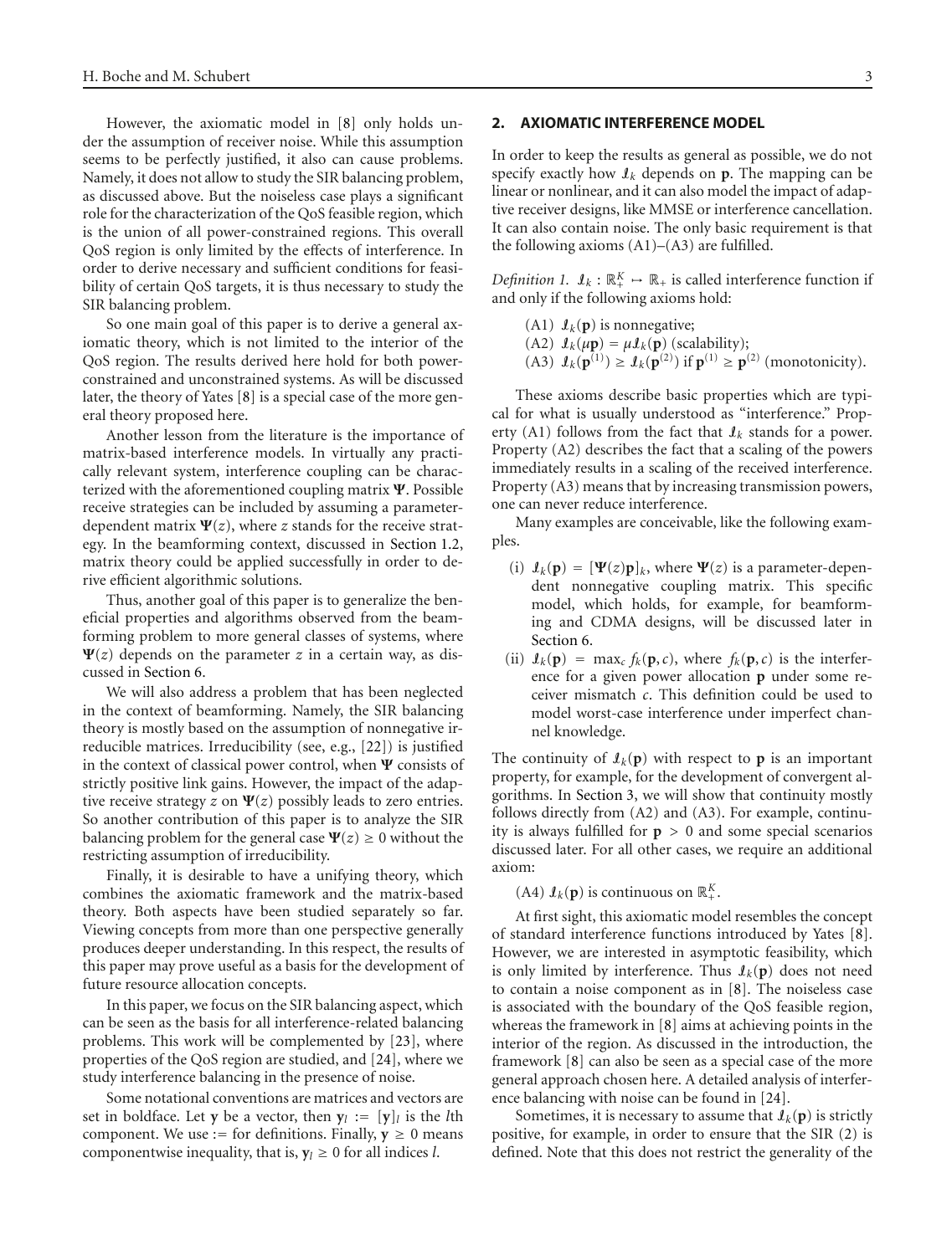However, the axiomatic model in [8] only holds under the assumption of receiver noise. While this assumption seems to be perfectly justified, it also can cause problems. Namely, it does not allow to study the SIR balancing problem, as discussed above. But the noiseless case plays a significant role for the characterization of the QoS feasible region, which is the union of all power-constrained regions. This overall QoS region is only limited by the effects of interference. In order to derive necessary and sufficient conditions for feasibility of certain QoS targets, it is thus necessary to study the SIR balancing problem.

So one main goal of this paper is to derive a general axiomatic theory, which is not limited to the interior of the QoS region. The results derived here hold for both power-constrained and unconstrained systems. As will be discussed later, the theory of Yates [8] is a special case of the more general theory proposed here.

Another lesson from the literature is the importance of matrix-based interference models. In virtually any practically relevant system, interference coupling can be characterized with the aforementioned coupling matrix $\mathbf{\Psi}$. Possible receive strategies can be included by assuming a parameter-dependent matrix $\mathbf{\Psi}(z)$, where $z$ stands for the receive strategy. In the beamforming context, discussed in Section 1.2, matrix theory could be applied successfully in order to derive efficient algorithmic solutions.

Thus, another goal of this paper is to generalize the beneficial properties and algorithms observed from the beamforming problem to more general classes of systems, where $\mathbf{\Psi}(z)$ depends on the parameter $z$ in a certain way, as discussed in Section 6.

We will also address a problem that has been neglected in the context of beamforming. Namely, the SIR balancing theory is mostly based on the assumption of nonnegative irreducible matrices. Irreducibility (see, e.g., [22]) is justified in the context of classical power control, when $\mathbf{\Psi}$ consists of strictly positive link gains. However, the impact of the adaptive receive strategy $z$ on $\mathbf{\Psi}(z)$ possibly leads to zero entries. So another contribution of this paper is to analyze the SIR balancing problem for the general case $\mathbf{\Psi}(z) \geq 0$ without the restricting assumption of irreducibility.

Finally, it is desirable to have a unifying theory, which combines the axiomatic framework and the matrix-based theory. Both aspects have been studied separately so far. Viewing concepts from more than one perspective generally produces deeper understanding. In this respect, the results of this paper may prove useful as a basis for the development of future resource allocation concepts.

In this paper, we focus on the SIR balancing aspect, which can be seen as the basis for all interference-related balancing problems. This work will be complemented by [23], where properties of the QoS region are studied, and [24], where we study interference balancing in the presence of noise.

Some notational conventions are matrices and vectors are set in boldface. Let $\mathbf{y}$ be a vector, then $\mathbf{y}_l := [\mathbf{y}]_l$ is the $l$th component. We use $:=$ for definitions. Finally, $\mathbf{y} \geq 0$ means componentwise inequality, that is, $\mathbf{y}_l \geq 0$ for all indices $l$.

## 2. AXIOMATIC INTERFERENCE MODEL

In order to keep the results as general as possible, we do not specify exactly how $\mathcal{I}_k$ depends on $\mathbf{p}$. The mapping can be linear or nonlinear, and it can also model the impact of adaptive receiver designs, like MMSE or interference cancellation. It can also contain noise. The only basic requirement is that the following axioms (A1)–(A3) are fulfilled.

*Definition 1.* $\mathcal{I}_k : \mathbb{R}_+^K \mapsto \mathbb{R}_+$ is called interference function if and only if the following axioms hold:

(A1) $\mathcal{I}_k(\mathbf{p})$ is nonnegative;
(A2) $\mathcal{I}_k(\mu\mathbf{p}) = \mu\mathcal{I}_k(\mathbf{p})$ (scalability);
(A3) $\mathcal{I}_k(\mathbf{p}^{(1)}) \geq \mathcal{I}_k(\mathbf{p}^{(2)})$ if $\mathbf{p}^{(1)} \geq \mathbf{p}^{(2)}$ (monotonicity).

These axioms describe basic properties which are typical for what is usually understood as "interference." Property (A1) follows from the fact that $\mathcal{I}_k$ stands for a power. Property (A2) describes the fact that a scaling of the powers immediately results in a scaling of the received interference. Property (A3) means that by increasing transmission powers, one can never reduce interference.

Many examples are conceivable, like the following examples.

(i) $\mathcal{I}_k(\mathbf{p}) = [\mathbf{\Psi}(z)\mathbf{p}]_k$, where $\mathbf{\Psi}(z)$ is a parameter-dependent nonnegative coupling matrix. This specific model, which holds, for example, for beamforming and CDMA designs, will be discussed later in Section 6.
(ii) $\mathcal{I}_k(\mathbf{p}) = \max_c f_k(\mathbf{p}, c)$, where $f_k(\mathbf{p}, c)$ is the interference for a given power allocation $\mathbf{p}$ under some receiver mismatch $c$. This definition could be used to model worst-case interference under imperfect channel knowledge.

The continuity of $\mathcal{I}_k(\mathbf{p})$ with respect to $\mathbf{p}$ is an important property, for example, for the development of convergent algorithms. In Section 3, we will show that continuity mostly follows directly from (A2) and (A3). For example, continuity is always fulfilled for $\mathbf{p} > 0$ and some special scenarios discussed later. For all other cases, we require an additional axiom:

(A4) $\mathcal{I}_k(\mathbf{p})$ is continuous on $\mathbb{R}_+^K$.

At first sight, this axiomatic model resembles the concept of standard interference functions introduced by Yates [8]. However, we are interested in asymptotic feasibility, which is only limited by interference. Thus $\mathcal{I}_k(\mathbf{p})$ does not need to contain a noise component as in [8]. The noiseless case is associated with the boundary of the QoS feasible region, whereas the framework in [8] aims at achieving points in the interior of the region. As discussed in the introduction, the framework [8] can also be seen as a special case of the more general approach chosen here. A detailed analysis of interference balancing with noise can be found in [24].

Sometimes, it is necessary to assume that $\mathcal{I}_k(\mathbf{p})$ is strictly positive, for example, in order to ensure that the SIR (2) is defined. Note that this does not restrict the generality of the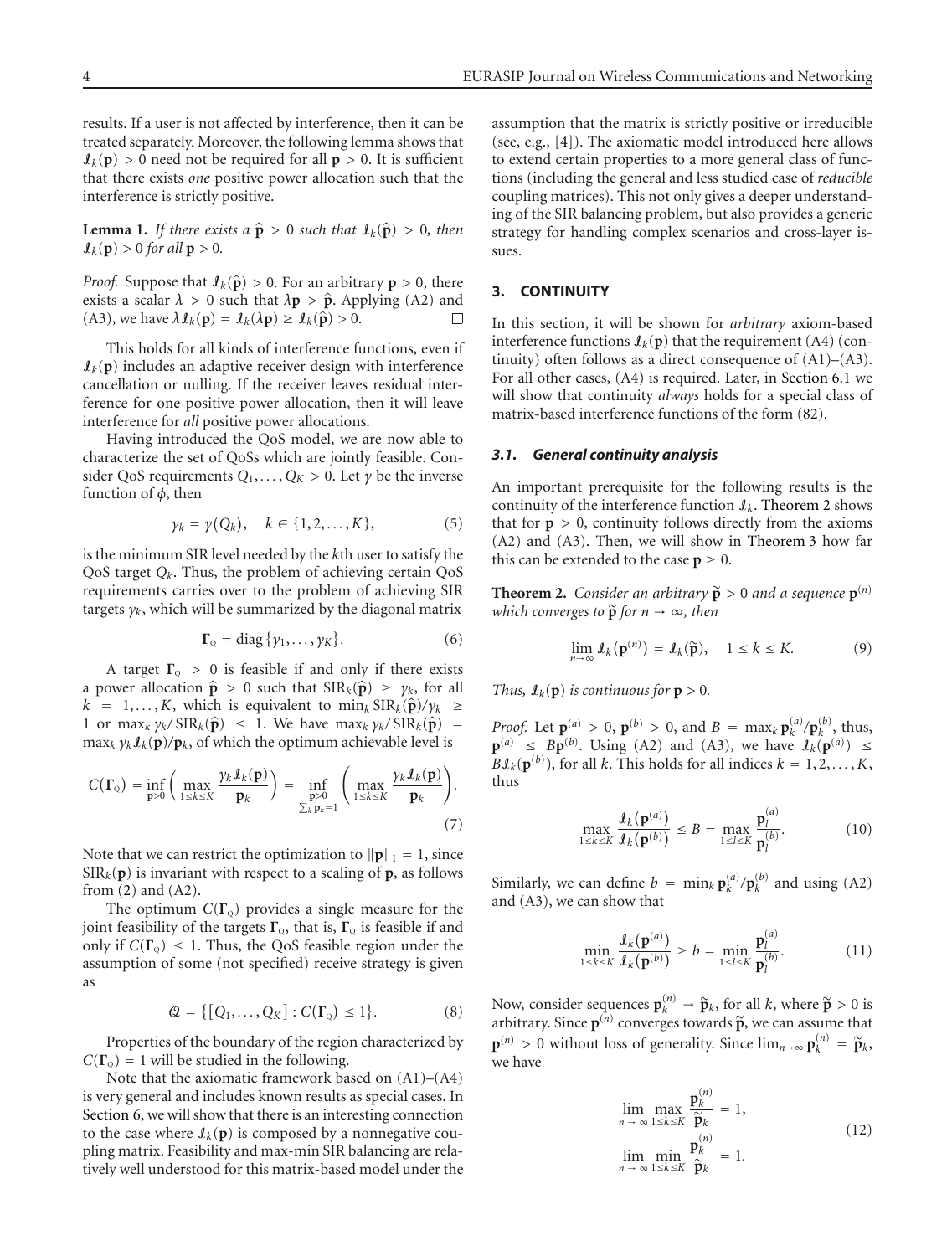results. If a user is not affected by interference, then it can be treated separately. Moreover, the following lemma shows that $\mathcal{I}_k(\mathbf{p}) > 0$ need not be required for all $\mathbf{p} > 0$. It is sufficient that there exists *one* positive power allocation such that the interference is strictly positive.

**Lemma 1.** *If there exists a $\hat{\mathbf{p}} > 0$ such that $\mathcal{I}_k(\hat{\mathbf{p}}) > 0$, then $\mathcal{I}_k(\mathbf{p}) > 0$ for all $\mathbf{p} > 0$.*

*Proof.* Suppose that $\mathcal{I}_k(\hat{\mathbf{p}}) > 0$. For an arbitrary $\mathbf{p} > 0$, there exists a scalar $\lambda > 0$ such that $\lambda\mathbf{p} > \hat{\mathbf{p}}$. Applying (A2) and (A3), we have $\lambda\mathcal{I}_k(\mathbf{p}) = \mathcal{I}_k(\lambda\mathbf{p}) \geq \mathcal{I}_k(\hat{\mathbf{p}}) > 0$. □

This holds for all kinds of interference functions, even if $\mathcal{I}_k(\mathbf{p})$ includes an adaptive receiver design with interference cancellation or nulling. If the receiver leaves residual interference for one positive power allocation, then it will leave interference for *all* positive power allocations.

Having introduced the QoS model, we are now able to characterize the set of QoSs which are jointly feasible. Consider QoS requirements $Q_1, \ldots, Q_K > 0$. Let $\gamma$ be the inverse function of $\phi$, then

$$\gamma_k = \gamma(Q_k), \quad k \in \{1, 2, \ldots, K\}, \tag{5}$$

is the minimum SIR level needed by the $k$th user to satisfy the QoS target $Q_k$. Thus, the problem of achieving certain QoS requirements carries over to the problem of achieving SIR targets $\gamma_k$, which will be summarized by the diagonal matrix

$$\mathbf{\Gamma}_{Q} = \operatorname{diag}\{\gamma_1, \ldots, \gamma_K\}. \tag{6}$$

A target $\mathbf{\Gamma}_{Q} > 0$ is feasible if and only if there exists a power allocation $\hat{\mathbf{p}} > 0$ such that $\mathrm{SIR}_k(\hat{\mathbf{p}}) \geq \gamma_k$, for all $k = 1, \ldots, K$, which is equivalent to $\min_k \mathrm{SIR}_k(\hat{\mathbf{p}})/\gamma_k \geq 1$ or $\max_k \gamma_k/\mathrm{SIR}_k(\hat{\mathbf{p}}) \leq 1$. We have $\max_k \gamma_k/\mathrm{SIR}_k(\hat{\mathbf{p}}) = \max_k \gamma_k \mathcal{I}_k(\mathbf{p})/\mathbf{p}_k$, of which the optimum achievable level is

$$C(\mathbf{\Gamma}_{Q}) = \inf_{\mathbf{p}>0}\left(\max_{1\leq k\leq K}\frac{\gamma_k\mathcal{I}_k(\mathbf{p})}{\mathbf{p}_k}\right) = \inf_{\substack{\mathbf{p}>0 \\ \sum_k \mathbf{p}_k = 1}}\left(\max_{1\leq k\leq K}\frac{\gamma_k\mathcal{I}_k(\mathbf{p})}{\mathbf{p}_k}\right). \tag{7}$$

Note that we can restrict the optimization to $\|\mathbf{p}\|_1 = 1$, since $\mathrm{SIR}_k(\mathbf{p})$ is invariant with respect to a scaling of $\mathbf{p}$, as follows from (2) and (A2).

The optimum $C(\mathbf{\Gamma}_{Q})$ provides a single measure for the joint feasibility of the targets $\mathbf{\Gamma}_{Q}$, that is, $\mathbf{\Gamma}_{Q}$ is feasible if and only if $C(\mathbf{\Gamma}_{Q}) \leq 1$. Thus, the QoS feasible region under the assumption of some (not specified) receive strategy is given as

$$\mathcal{Q} = \{[Q_1, \ldots, Q_K] : C(\mathbf{\Gamma}_{Q}) \leq 1\}. \tag{8}$$

Properties of the boundary of the region characterized by $C(\mathbf{\Gamma}_{Q}) = 1$ will be studied in the following.

Note that the axiomatic framework based on (A1)–(A4) is very general and includes known results as special cases. In Section 6, we will show that there is an interesting connection to the case where $\mathcal{I}_k(\mathbf{p})$ is composed by a nonnegative coupling matrix. Feasibility and max-min SIR balancing are relatively well understood for this matrix-based model under the assumption that the matrix is strictly positive or irreducible (see, e.g., [4]). The axiomatic model introduced here allows to extend certain properties to a more general class of functions (including the general and less studied case of *reducible* coupling matrices). This not only gives a deeper understanding of the SIR balancing problem, but also provides a generic strategy for handling complex scenarios and cross-layer issues.

## 3. CONTINUITY

In this section, it will be shown for *arbitrary* axiom-based interference functions $\mathcal{I}_k(\mathbf{p})$ that the requirement (A4) (continuity) often follows as a direct consequence of (A1)–(A3). For all other cases, (A4) is required. Later, in Section 6.1 we will show that continuity *always* holds for a special class of matrix-based interference functions of the form (82).

### 3.1. General continuity analysis

An important prerequisite for the following results is the continuity of the interference function $\mathcal{I}_k$. Theorem 2 shows that for $\mathbf{p} > 0$, continuity follows directly from the axioms (A2) and (A3). Then, we will show in Theorem 3 how far this can be extended to the case $\mathbf{p} \geq 0$.

**Theorem 2.** *Consider an arbitrary $\tilde{\mathbf{p}} > 0$ and a sequence $\mathbf{p}^{(n)}$ which converges to $\tilde{\mathbf{p}}$ for $n \to \infty$, then*

$$\lim_{n\to\infty}\mathcal{I}_k(\mathbf{p}^{(n)}) = \mathcal{I}_k(\tilde{\mathbf{p}}), \quad 1 \leq k \leq K. \tag{9}$$

*Thus, $\mathcal{I}_k(\mathbf{p})$ is continuous for $\mathbf{p} > 0$.*

*Proof.* Let $\mathbf{p}^{(a)} > 0$, $\mathbf{p}^{(b)} > 0$, and $B = \max_k \mathbf{p}_k^{(a)}/\mathbf{p}_k^{(b)}$, thus, $\mathbf{p}^{(a)} \leq B\mathbf{p}^{(b)}$. Using (A2) and (A3), we have $\mathcal{I}_k(\mathbf{p}^{(a)}) \leq B\mathcal{I}_k(\mathbf{p}^{(b)})$, for all $k$. This holds for all indices $k = 1, 2, \ldots, K$, thus

$$\max_{1\leq k\leq K}\frac{\mathcal{I}_k(\mathbf{p}^{(a)})}{\mathcal{I}_k(\mathbf{p}^{(b)})} \leq B = \max_{1\leq l\leq K}\frac{\mathbf{p}_l^{(a)}}{\mathbf{p}_l^{(b)}}. \tag{10}$$

Similarly, we can define $b = \min_k \mathbf{p}_k^{(a)}/\mathbf{p}_k^{(b)}$ and using (A2) and (A3), we can show that

$$\min_{1\leq k\leq K}\frac{\mathcal{I}_k(\mathbf{p}^{(a)})}{\mathcal{I}_k(\mathbf{p}^{(b)})} \geq b = \min_{1\leq l\leq K}\frac{\mathbf{p}_l^{(a)}}{\mathbf{p}_l^{(b)}}. \tag{11}$$

Now, consider sequences $\mathbf{p}_k^{(n)} \to \tilde{\mathbf{p}}_k$, for all $k$, where $\tilde{\mathbf{p}} > 0$ is arbitrary. Since $\mathbf{p}^{(n)}$ converges towards $\tilde{\mathbf{p}}$, we can assume that $\mathbf{p}^{(n)} > 0$ without loss of generality. Since $\lim_{n\to\infty}\mathbf{p}_k^{(n)} = \tilde{\mathbf{p}}_k$, we have

$$\lim_{n\to\infty}\max_{1\leq k\leq K}\frac{\mathbf{p}_k^{(n)}}{\tilde{\mathbf{p}}_k} = 1,$$
$$\lim_{n\to\infty}\min_{1\leq k\leq K}\frac{\mathbf{p}_k^{(n)}}{\tilde{\mathbf{p}}_k} = 1. \tag{12}$$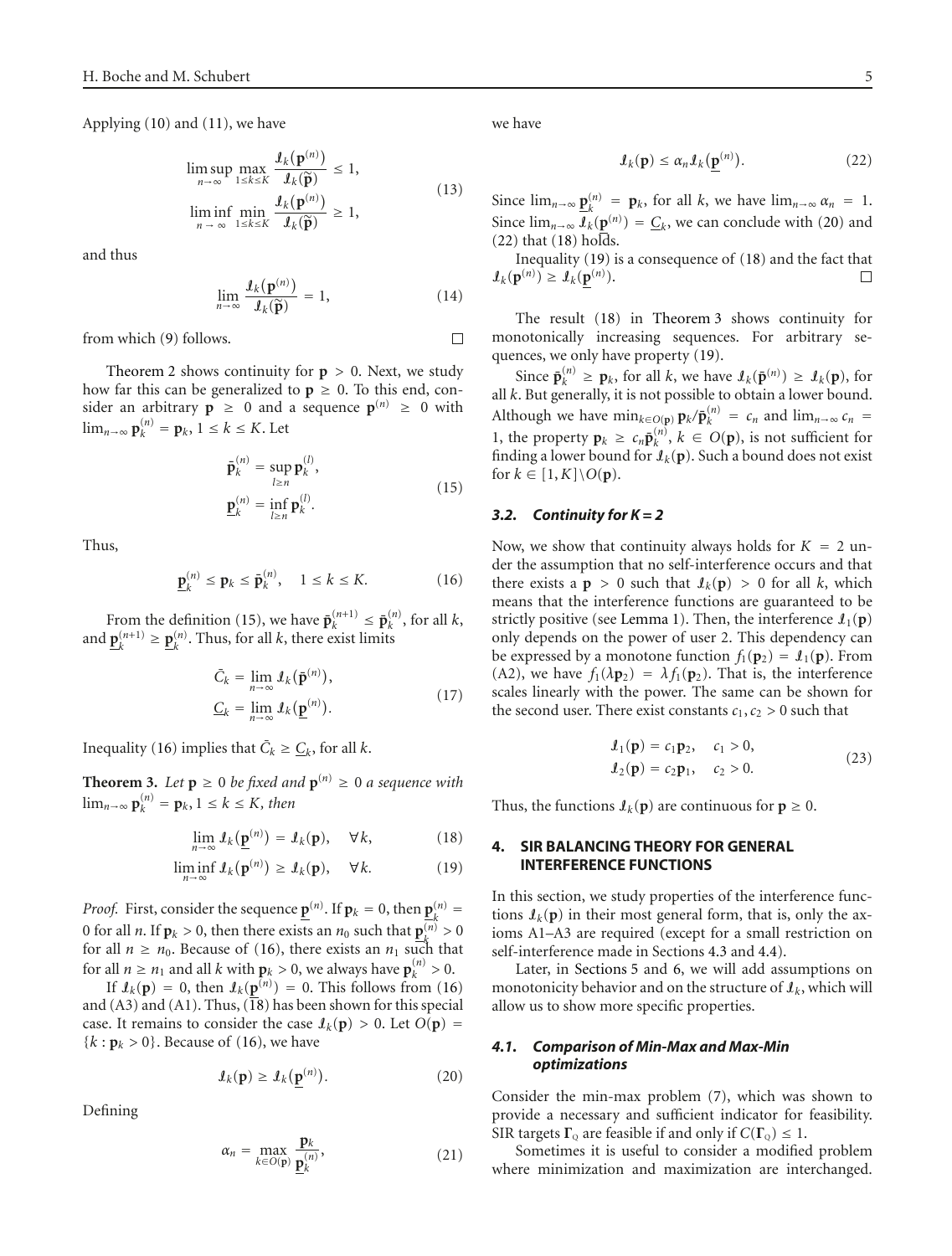Applying (10) and (11), we have

$$
\begin{aligned}
\limsup_{n\to\infty} \max_{1\le k\le K} \frac{\mathcal{I}_k(\mathbf{p}^{(n)})}{\mathcal{I}_k(\widetilde{\mathbf{p}})} &\le 1, \\
\liminf_{n\to\infty} \min_{1\le k\le K} \frac{\mathcal{I}_k(\mathbf{p}^{(n)})}{\mathcal{I}_k(\widetilde{\mathbf{p}})} &\ge 1,
\end{aligned}
\tag{13}
$$

and thus

$$
\lim_{n\to\infty} \frac{\mathcal{I}_k(\mathbf{p}^{(n)})}{\mathcal{I}_k(\widetilde{\mathbf{p}})} = 1, \tag{14}
$$

from which (9) follows. $\square$

Theorem 2 shows continuity for $\mathbf{p} > 0$. Next, we study how far this can be generalized to $\mathbf{p} \ge 0$. To this end, consider an arbitrary $\mathbf{p} \ge 0$ and a sequence $\mathbf{p}^{(n)} \ge 0$ with $\lim_{n\to\infty} \mathbf{p}_k^{(n)} = \mathbf{p}_k$, $1 \le k \le K$. Let

$$
\begin{aligned}
\bar{\mathbf{p}}_k^{(n)} &= \sup_{l\ge n} \mathbf{p}_k^{(l)}, \\
\underline{\mathbf{p}}_k^{(n)} &= \inf_{l\ge n} \mathbf{p}_k^{(l)}.
\end{aligned}
\tag{15}
$$

Thus,

$$
\underline{\mathbf{p}}_k^{(n)} \le \mathbf{p}_k \le \bar{\mathbf{p}}_k^{(n)}, \quad 1 \le k \le K. \tag{16}
$$

From the definition (15), we have $\bar{\mathbf{p}}_k^{(n+1)} \le \bar{\mathbf{p}}_k^{(n)}$, for all $k$, and $\underline{\mathbf{p}}_k^{(n+1)} \ge \underline{\mathbf{p}}_k^{(n)}$. Thus, for all $k$, there exist limits

$$
\begin{aligned}
\bar{C}_k &= \lim_{n\to\infty} \mathcal{I}_k(\bar{\mathbf{p}}^{(n)}), \\
\underline{C}_k &= \lim_{n\to\infty} \mathcal{I}_k(\underline{\mathbf{p}}^{(n)}).
\end{aligned}
\tag{17}
$$

Inequality (16) implies that $\bar{C}_k \ge \underline{C}_k$, for all $k$.

**Theorem 3.** *Let $\mathbf{p} \ge 0$ be fixed and $\mathbf{p}^{(n)} \ge 0$ a sequence with $\lim_{n\to\infty} \mathbf{p}_k^{(n)} = \mathbf{p}_k, 1 \le k \le K$, then*

$$
\lim_{n\to\infty} \mathcal{I}_k(\underline{\mathbf{p}}^{(n)}) = \mathcal{I}_k(\mathbf{p}), \quad \forall k, \tag{18}
$$

$$
\liminf_{n\to\infty} \mathcal{I}_k(\mathbf{p}^{(n)}) \ge \mathcal{I}_k(\mathbf{p}), \quad \forall k. \tag{19}
$$

*Proof.* First, consider the sequence $\underline{\mathbf{p}}^{(n)}$. If $\mathbf{p}_k = 0$, then $\underline{\mathbf{p}}_k^{(n)} = 0$ for all $n$. If $\mathbf{p}_k > 0$, then there exists an $n_0$ such that $\underline{\mathbf{p}}_k^{(n)} > 0$ for all $n \ge n_0$. Because of (16), there exists an $n_1$ such that for all $n \ge n_1$ and all $k$ with $\mathbf{p}_k > 0$, we always have $\mathbf{p}_k^{(n)} > 0$.

If $\mathcal{I}_k(\mathbf{p}) = 0$, then $\mathcal{I}_k(\mathbf{p}^{(n)}) = 0$. This follows from (16) and (A3) and (A1). Thus, (18) has been shown for this special case. It remains to consider the case $\mathcal{I}_k(\mathbf{p}) > 0$. Let $O(\mathbf{p}) = \{k : \mathbf{p}_k > 0\}$. Because of (16), we have

$$
\mathcal{I}_k(\mathbf{p}) \ge \mathcal{I}_k(\underline{\mathbf{p}}^{(n)}). \tag{20}
$$

Defining

$$
\alpha_n = \max_{k\in O(\mathbf{p})} \frac{\mathbf{p}_k}{\underline{\mathbf{p}}_k^{(n)}}, \tag{21}
$$

we have

$$
\mathcal{I}_k(\mathbf{p}) \le \alpha_n \mathcal{I}_k(\underline{\mathbf{p}}^{(n)}). \tag{22}
$$

Since $\lim_{n\to\infty} \underline{\mathbf{p}}_k^{(n)} = \mathbf{p}_k$, for all $k$, we have $\lim_{n\to\infty} \alpha_n = 1$. Since $\lim_{n\to\infty} \mathcal{I}_k(\underline{\mathbf{p}}^{(n)}) = \underline{C}_k$, we can conclude with (20) and (22) that (18) holds.

Inequality (19) is a consequence of (18) and the fact that $\mathcal{I}_k(\mathbf{p}^{(n)}) \ge \mathcal{I}_k(\underline{\mathbf{p}}^{(n)})$. $\square$

The result (18) in Theorem 3 shows continuity for monotonically increasing sequences. For arbitrary sequences, we only have property (19).

Since $\bar{\mathbf{p}}_k^{(n)} \ge \mathbf{p}_k$, for all $k$, we have $\mathcal{I}_k(\bar{\mathbf{p}}^{(n)}) \ge \mathcal{I}_k(\mathbf{p})$, for all $k$. But generally, it is not possible to obtain a lower bound. Although we have $\min_{k\in O(\mathbf{p})} \mathbf{p}_k/\bar{\mathbf{p}}_k^{(n)} = c_n$ and $\lim_{n\to\infty} c_n = 1$, the property $\mathbf{p}_k \ge c_n \bar{\mathbf{p}}_k^{(n)}$, $k \in O(\mathbf{p})$, is not sufficient for finding a lower bound for $\mathcal{I}_k(\mathbf{p})$. Such a bound does not exist for $k \in [1, K]\backslash O(\mathbf{p})$.

### 3.2. Continuity for $K = 2$

Now, we show that continuity always holds for $K = 2$ under the assumption that no self-interference occurs and that there exists a $\mathbf{p} > 0$ such that $\mathcal{I}_k(\mathbf{p}) > 0$ for all $k$, which means that the interference functions are guaranteed to be strictly positive (see Lemma 1). Then, the interference $\mathcal{I}_1(\mathbf{p})$ only depends on the power of user 2. This dependency can be expressed by a monotone function $f_1(\mathbf{p}_2) = \mathcal{I}_1(\mathbf{p})$. From (A2), we have $f_1(\lambda \mathbf{p}_2) = \lambda f_1(\mathbf{p}_2)$. That is, the interference scales linearly with the power. The same can be shown for the second user. There exist constants $c_1, c_2 > 0$ such that

$$
\begin{aligned}
\mathcal{I}_1(\mathbf{p}) &= c_1 \mathbf{p}_2, \quad c_1 > 0, \\
\mathcal{I}_2(\mathbf{p}) &= c_2 \mathbf{p}_1, \quad c_2 > 0.
\end{aligned}
\tag{23}
$$

Thus, the functions $\mathcal{I}_k(\mathbf{p})$ are continuous for $\mathbf{p} \ge 0$.

## 4. SIR BALANCING THEORY FOR GENERAL INTERFERENCE FUNCTIONS

In this section, we study properties of the interference functions $\mathcal{I}_k(\mathbf{p})$ in their most general form, that is, only the axioms A1–A3 are required (except for a small restriction on self-interference made in Sections 4.3 and 4.4).

Later, in Sections 5 and 6, we will add assumptions on monotonicity behavior and on the structure of $\mathcal{I}_k$, which will allow us to show more specific properties.

### 4.1. Comparison of Min-Max and Max-Min optimizations

Consider the min-max problem (7), which was shown to provide a necessary and sufficient indicator for feasibility. SIR targets $\mathbf{\Gamma}_Q$ are feasible if and only if $C(\mathbf{\Gamma}_Q) \le 1$.

Sometimes it is useful to consider a modified problem where minimization and maximization are interchanged.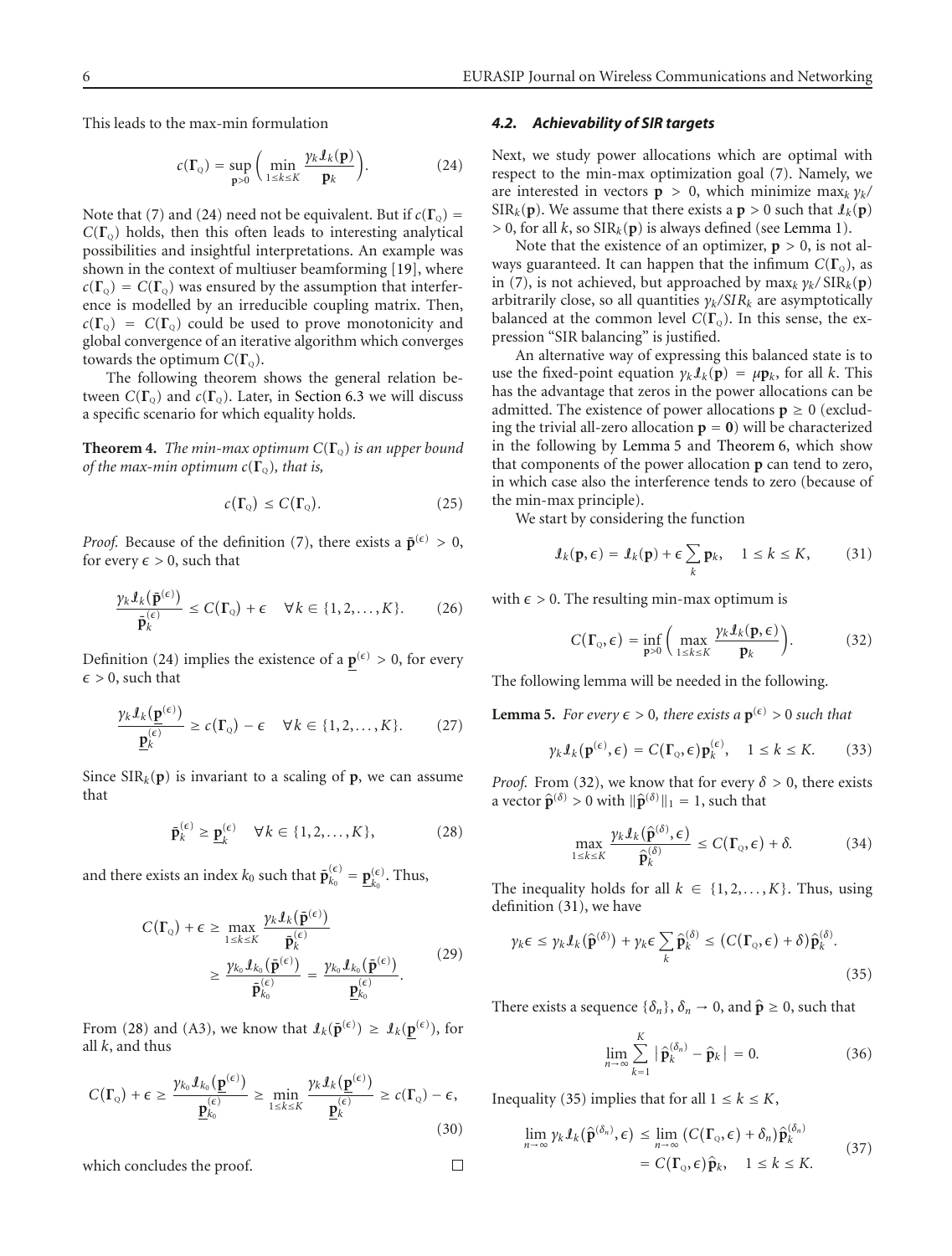This leads to the max-min formulation

$$c(\mathbf{\Gamma}_{\mathrm{Q}}) = \sup_{\mathbf{p}>0} \Big( \min_{1\le k\le K} \frac{\gamma_k \mathcal{I}_k(\mathbf{p})}{\mathbf{p}_k} \Big). \tag{24}$$

Note that (7) and (24) need not be equivalent. But if $c(\mathbf{\Gamma}_{\mathrm{Q}}) = C(\mathbf{\Gamma}_{\mathrm{Q}})$ holds, then this often leads to interesting analytical possibilities and insightful interpretations. An example was shown in the context of multiuser beamforming [19], where $c(\mathbf{\Gamma}_{\mathrm{Q}}) = C(\mathbf{\Gamma}_{\mathrm{Q}})$ was ensured by the assumption that interference is modelled by an irreducible coupling matrix. Then, $c(\mathbf{\Gamma}_{\mathrm{Q}}) = C(\mathbf{\Gamma}_{\mathrm{Q}})$ could be used to prove monotonicity and global convergence of an iterative algorithm which converges towards the optimum $C(\mathbf{\Gamma}_{\mathrm{Q}})$.

The following theorem shows the general relation between $C(\mathbf{\Gamma}_{\mathrm{Q}})$ and $c(\mathbf{\Gamma}_{\mathrm{Q}})$. Later, in Section 6.3 we will discuss a specific scenario for which equality holds.

**Theorem 4.** *The min-max optimum $C(\mathbf{\Gamma}_{\mathrm{Q}})$ is an upper bound of the max-min optimum $c(\mathbf{\Gamma}_{\mathrm{Q}})$, that is,*

$$c(\mathbf{\Gamma}_{\mathrm{Q}}) \le C(\mathbf{\Gamma}_{\mathrm{Q}}). \tag{25}$$

*Proof.* Because of the definition (7), there exists a $\bar{\mathbf{p}}^{(\epsilon)} > 0$, for every $\epsilon > 0$, such that

$$\frac{\gamma_k \mathcal{I}_k(\bar{\mathbf{p}}^{(\epsilon)})}{\bar{\mathbf{p}}_k^{(\epsilon)}} \le C(\mathbf{\Gamma}_{\mathrm{Q}}) + \epsilon \quad \forall k \in \{1,2,\ldots,K\}. \tag{26}$$

Definition (24) implies the existence of a $\underline{\mathbf{p}}^{(\epsilon)} > 0$, for every $\epsilon > 0$, such that

$$\frac{\gamma_k \mathcal{I}_k(\underline{\mathbf{p}}^{(\epsilon)})}{\underline{\mathbf{p}}_k^{(\epsilon)}} \ge c(\mathbf{\Gamma}_{\mathrm{Q}}) - \epsilon \quad \forall k \in \{1,2,\ldots,K\}. \tag{27}$$

Since $\mathrm{SIR}_k(\mathbf{p})$ is invariant to a scaling of $\mathbf{p}$, we can assume that

$$\bar{\mathbf{p}}_k^{(\epsilon)} \ge \underline{\mathbf{p}}_k^{(\epsilon)} \quad \forall k \in \{1,2,\ldots,K\}, \tag{28}$$

and there exists an index $k_0$ such that $\bar{\mathbf{p}}_{k_0}^{(\epsilon)} = \underline{\mathbf{p}}_{k_0}^{(\epsilon)}$. Thus,

$$\begin{aligned} C(\mathbf{\Gamma}_{\mathrm{Q}}) + \epsilon &\ge \max_{1\le k\le K} \frac{\gamma_k \mathcal{I}_k(\bar{\mathbf{p}}^{(\epsilon)})}{\bar{\mathbf{p}}_k^{(\epsilon)}} \\ &\ge \frac{\gamma_{k_0} \mathcal{I}_{k_0}(\bar{\mathbf{p}}^{(\epsilon)})}{\bar{\mathbf{p}}_{k_0}^{(\epsilon)}} = \frac{\gamma_{k_0} \mathcal{I}_{k_0}(\bar{\mathbf{p}}^{(\epsilon)})}{\underline{\mathbf{p}}_{k_0}^{(\epsilon)}}. \end{aligned} \tag{29}$$

From (28) and (A3), we know that $\mathcal{I}_k(\bar{\mathbf{p}}^{(\epsilon)}) \ge \mathcal{I}_k(\underline{\mathbf{p}}^{(\epsilon)})$, for all $k$, and thus

$$C(\mathbf{\Gamma}_{\mathrm{Q}}) + \epsilon \ge \frac{\gamma_{k_0} \mathcal{I}_{k_0}(\underline{\mathbf{p}}^{(\epsilon)})}{\underline{\mathbf{p}}_{k_0}^{(\epsilon)}} \ge \min_{1\le k\le K} \frac{\gamma_k \mathcal{I}_k(\underline{\mathbf{p}}^{(\epsilon)})}{\underline{\mathbf{p}}_k^{(\epsilon)}} \ge c(\mathbf{\Gamma}_{\mathrm{Q}}) - \epsilon, \tag{30}$$

which concludes the proof. ☐

#### 4.2. Achievability of SIR targets

Next, we study power allocations which are optimal with respect to the min-max optimization goal (7). Namely, we are interested in vectors $\mathbf{p} > 0$, which minimize $\max_k \gamma_k / \mathrm{SIR}_k(\mathbf{p})$. We assume that there exists a $\mathbf{p} > 0$ such that $\mathcal{I}_k(\mathbf{p}) > 0$, for all $k$, so $\mathrm{SIR}_k(\mathbf{p})$ is always defined (see Lemma 1).

Note that the existence of an optimizer, $\mathbf{p} > 0$, is not always guaranteed. It can happen that the infimum $C(\mathbf{\Gamma}_{\mathrm{Q}})$, as in (7), is not achieved, but approached by $\max_k \gamma_k / \mathrm{SIR}_k(\mathbf{p})$ arbitrarily close, so all quantities $\gamma_k/SIR_k$ are asymptotically balanced at the common level $C(\mathbf{\Gamma}_{\mathrm{Q}})$. In this sense, the expression "SIR balancing" is justified.

An alternative way of expressing this balanced state is to use the fixed-point equation $\gamma_k \mathcal{I}_k(\mathbf{p}) = \mu \mathbf{p}_k$, for all $k$. This has the advantage that zeros in the power allocations can be admitted. The existence of power allocations $\mathbf{p} \ge 0$ (excluding the trivial all-zero allocation $\mathbf{p} = \mathbf{0}$) will be characterized in the following by Lemma 5 and Theorem 6, which show that components of the power allocation $\mathbf{p}$ can tend to zero, in which case also the interference tends to zero (because of the min-max principle).

We start by considering the function

$$\mathcal{I}_k(\mathbf{p}, \epsilon) = \mathcal{I}_k(\mathbf{p}) + \epsilon \sum_k \mathbf{p}_k, \quad 1 \le k \le K, \tag{31}$$

with $\epsilon > 0$. The resulting min-max optimum is

$$C(\mathbf{\Gamma}_{\mathrm{Q}}, \epsilon) = \inf_{\mathbf{p}>0} \Big( \max_{1\le k\le K} \frac{\gamma_k \mathcal{I}_k(\mathbf{p}, \epsilon)}{\mathbf{p}_k} \Big). \tag{32}$$

The following lemma will be needed in the following.

**Lemma 5.** *For every $\epsilon > 0$, there exists a $\mathbf{p}^{(\epsilon)} > 0$ such that*

$$\gamma_k \mathcal{I}_k(\mathbf{p}^{(\epsilon)}, \epsilon) = C(\mathbf{\Gamma}_{\mathrm{Q}}, \epsilon)\mathbf{p}_k^{(\epsilon)}, \quad 1 \le k \le K. \tag{33}$$

*Proof.* From (32), we know that for every $\delta > 0$, there exists a vector $\hat{\mathbf{p}}^{(\delta)} > 0$ with $\|\hat{\mathbf{p}}^{(\delta)}\|_1 = 1$, such that

$$\max_{1\le k\le K} \frac{\gamma_k \mathcal{I}_k(\hat{\mathbf{p}}^{(\delta)}, \epsilon)}{\hat{\mathbf{p}}_k^{(\delta)}} \le C(\mathbf{\Gamma}_{\mathrm{Q}}, \epsilon) + \delta. \tag{34}$$

The inequality holds for all $k \in \{1,2,\ldots,K\}$. Thus, using definition (31), we have

$$\gamma_k \epsilon \le \gamma_k \mathcal{I}_k(\hat{\mathbf{p}}^{(\delta)}) + \gamma_k \epsilon \sum_k \hat{\mathbf{p}}_k^{(\delta)} \le \big(C(\mathbf{\Gamma}_{\mathrm{Q}}, \epsilon) + \delta\big)\hat{\mathbf{p}}_k^{(\delta)}. \tag{35}$$

There exists a sequence $\{\delta_n\}$, $\delta_n \to 0$, and $\hat{\mathbf{p}} \ge 0$, such that

$$\lim_{n\to\infty} \sum_{k=1}^{K} \big| \hat{\mathbf{p}}_k^{(\delta_n)} - \hat{\mathbf{p}}_k \big| = 0. \tag{36}$$

Inequality (35) implies that for all $1 \le k \le K$,

$$\begin{aligned} \lim_{n\to\infty} \gamma_k \mathcal{I}_k(\hat{\mathbf{p}}^{(\delta_n)}, \epsilon) &\le \lim_{n\to\infty} \big(C(\mathbf{\Gamma}_{\mathrm{Q}}, \epsilon) + \delta_n\big)\hat{\mathbf{p}}_k^{(\delta_n)} \\ &= C(\mathbf{\Gamma}_{\mathrm{Q}}, \epsilon)\hat{\mathbf{p}}_k, \quad 1 \le k \le K. \end{aligned} \tag{37}$$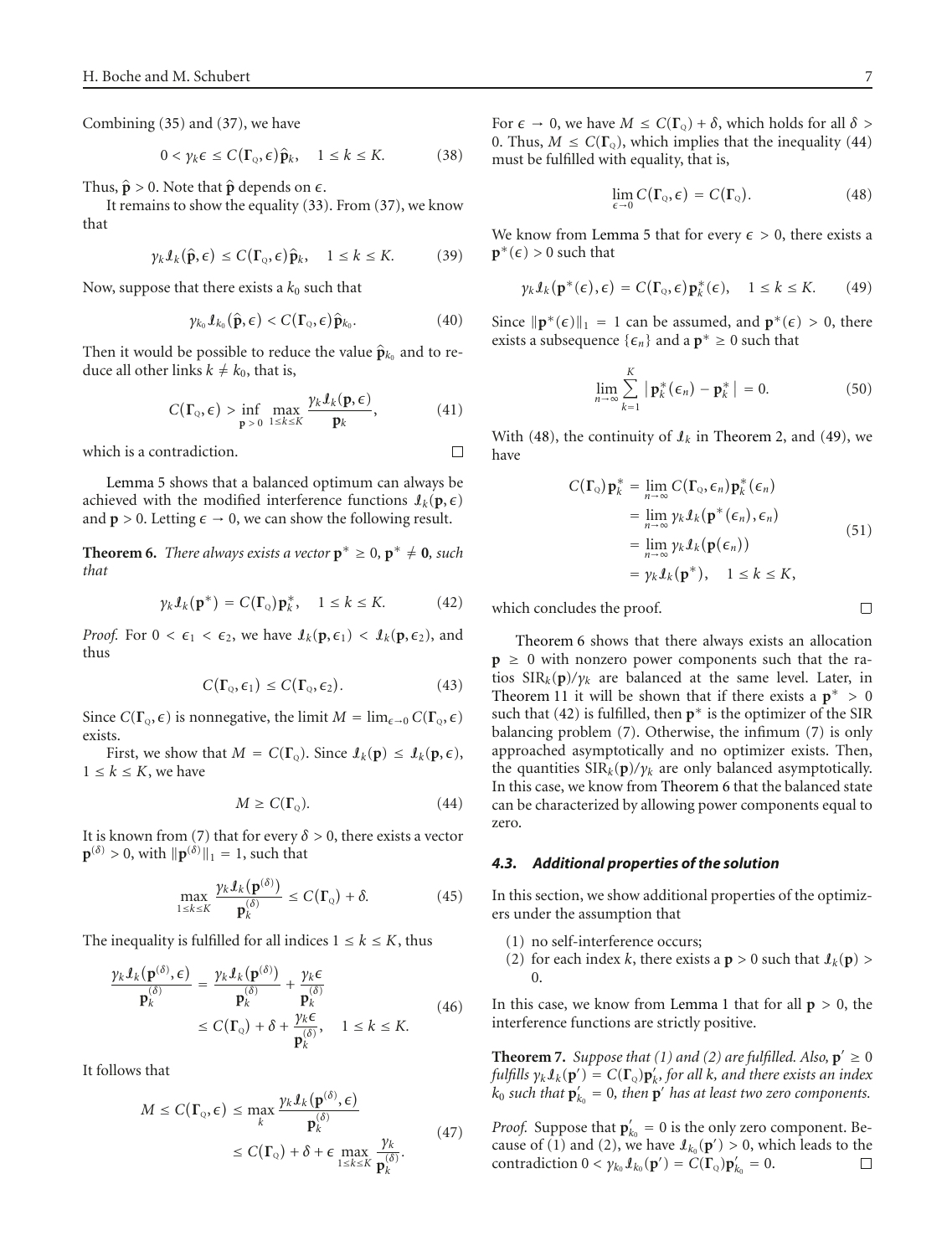Combining (35) and (37), we have

$$0 < \gamma_k \epsilon \leq C(\mathbf{\Gamma}_{\text{Q}}, \epsilon)\hat{\mathbf{p}}_k, \quad 1 \leq k \leq K. \tag{38}$$

Thus, $\hat{\mathbf{p}} > 0$. Note that $\hat{\mathbf{p}}$ depends on $\epsilon$.

It remains to show the equality (33). From (37), we know that

$$\gamma_k \mathcal{I}_k(\hat{\mathbf{p}}, \epsilon) \leq C(\mathbf{\Gamma}_{\text{Q}}, \epsilon)\hat{\mathbf{p}}_k, \quad 1 \leq k \leq K. \tag{39}$$

Now, suppose that there exists a $k_0$ such that

$$\gamma_{k_0} \mathcal{I}_{k_0}(\hat{\mathbf{p}}, \epsilon) < C(\mathbf{\Gamma}_{\text{Q}}, \epsilon)\hat{\mathbf{p}}_{k_0}. \tag{40}$$

Then it would be possible to reduce the value $\hat{\mathbf{p}}_{k_0}$ and to reduce all other links $k \neq k_0$, that is,

$$C(\mathbf{\Gamma}_{\text{Q}}, \epsilon) > \inf_{\mathbf{p} > 0} \max_{1 \leq k \leq K} \frac{\gamma_k \mathcal{I}_k(\mathbf{p}, \epsilon)}{\mathbf{p}_k}, \tag{41}$$

which is a contradiction. □

Lemma 5 shows that a balanced optimum can always be achieved with the modified interference functions $\mathcal{I}_k(\mathbf{p}, \epsilon)$ and $\mathbf{p} > 0$. Letting $\epsilon \to 0$, we can show the following result.

**Theorem 6.** *There always exists a vector $\mathbf{p}^* \geq 0$, $\mathbf{p}^* \neq \mathbf{0}$, such that*

$$\gamma_k \mathcal{I}_k(\mathbf{p}^*) = C(\mathbf{\Gamma}_{\text{Q}})\mathbf{p}^*_k, \quad 1 \leq k \leq K. \tag{42}$$

*Proof.* For $0 < \epsilon_1 < \epsilon_2$, we have $\mathcal{I}_k(\mathbf{p}, \epsilon_1) < \mathcal{I}_k(\mathbf{p}, \epsilon_2)$, and thus

$$C(\mathbf{\Gamma}_{\text{Q}}, \epsilon_1) \leq C(\mathbf{\Gamma}_{\text{Q}}, \epsilon_2). \tag{43}$$

Since $C(\mathbf{\Gamma}_{\text{Q}}, \epsilon)$ is nonnegative, the limit $M = \lim_{\epsilon \to 0} C(\mathbf{\Gamma}_{\text{Q}}, \epsilon)$ exists.

First, we show that $M = C(\mathbf{\Gamma}_{\text{Q}})$. Since $\mathcal{I}_k(\mathbf{p}) \leq \mathcal{I}_k(\mathbf{p}, \epsilon)$, $1 \leq k \leq K$, we have

$$M \geq C(\mathbf{\Gamma}_{\text{Q}}). \tag{44}$$

It is known from (7) that for every $\delta > 0$, there exists a vector $\mathbf{p}^{(\delta)} > 0$, with $\|\mathbf{p}^{(\delta)}\|_1 = 1$, such that

$$\max_{1 \leq k \leq K} \frac{\gamma_k \mathcal{I}_k(\mathbf{p}^{(\delta)})}{\mathbf{p}^{(\delta)}_k} \leq C(\mathbf{\Gamma}_{\text{Q}}) + \delta. \tag{45}$$

The inequality is fulfilled for all indices $1 \leq k \leq K$, thus

$$\begin{aligned} \frac{\gamma_k \mathcal{I}_k(\mathbf{p}^{(\delta)}, \epsilon)}{\mathbf{p}^{(\delta)}_k} &= \frac{\gamma_k \mathcal{I}_k(\mathbf{p}^{(\delta)})}{\mathbf{p}^{(\delta)}_k} + \frac{\gamma_k \epsilon}{\mathbf{p}^{(\delta)}_k} \\ &\leq C(\mathbf{\Gamma}_{\text{Q}}) + \delta + \frac{\gamma_k \epsilon}{\mathbf{p}^{(\delta)}_k}, \quad 1 \leq k \leq K. \end{aligned} \tag{46}$$

It follows that

$$\begin{aligned} M \leq C(\mathbf{\Gamma}_{\text{Q}}, \epsilon) &\leq \max_k \frac{\gamma_k \mathcal{I}_k(\mathbf{p}^{(\delta)}, \epsilon)}{\mathbf{p}^{(\delta)}_k} \\ &\leq C(\mathbf{\Gamma}_{\text{Q}}) + \delta + \epsilon \max_{1 \leq k \leq K} \frac{\gamma_k}{\mathbf{p}^{(\delta)}_k}. \end{aligned} \tag{47}$$

For $\epsilon \to 0$, we have $M \leq C(\mathbf{\Gamma}_{\text{Q}}) + \delta$, which holds for all $\delta > 0$. Thus, $M \leq C(\mathbf{\Gamma}_{\text{Q}})$, which implies that the inequality (44) must be fulfilled with equality, that is,

$$\lim_{\epsilon \to 0} C(\mathbf{\Gamma}_{\text{Q}}, \epsilon) = C(\mathbf{\Gamma}_{\text{Q}}). \tag{48}$$

We know from Lemma 5 that for every $\epsilon > 0$, there exists a $\mathbf{p}^*(\epsilon) > 0$ such that

$$\gamma_k \mathcal{I}_k(\mathbf{p}^*(\epsilon), \epsilon) = C(\mathbf{\Gamma}_{\text{Q}}, \epsilon)\mathbf{p}^*_k(\epsilon), \quad 1 \leq k \leq K. \tag{49}$$

Since $\|\mathbf{p}^*(\epsilon)\|_1 = 1$ can be assumed, and $\mathbf{p}^*(\epsilon) > 0$, there exists a subsequence $\{\epsilon_n\}$ and a $\mathbf{p}^* \geq 0$ such that

$$\lim_{n \to \infty} \sum_{k=1}^{K} \left| \mathbf{p}^*_k(\epsilon_n) - \mathbf{p}^*_k \right| = 0. \tag{50}$$

With (48), the continuity of $\mathcal{I}_k$ in Theorem 2, and (49), we have

$$\begin{aligned} C(\mathbf{\Gamma}_{\text{Q}})\mathbf{p}^*_k &= \lim_{n \to \infty} C(\mathbf{\Gamma}_{\text{Q}}, \epsilon_n)\mathbf{p}^*_k(\epsilon_n) \\ &= \lim_{n \to \infty} \gamma_k \mathcal{I}_k(\mathbf{p}^*(\epsilon_n), \epsilon_n) \\ &= \lim_{n \to \infty} \gamma_k \mathcal{I}_k(\mathbf{p}(\epsilon_n)) \\ &= \gamma_k \mathcal{I}_k(\mathbf{p}^*), \quad 1 \leq k \leq K, \end{aligned} \tag{51}$$

which concludes the proof. □

Theorem 6 shows that there always exists an allocation $\mathbf{p} \geq 0$ with nonzero power components such that the ratios $\text{SIR}_k(\mathbf{p})/\gamma_k$ are balanced at the same level. Later, in Theorem 11 it will be shown that if there exists a $\mathbf{p}^* > 0$ such that (42) is fulfilled, then $\mathbf{p}^*$ is the optimizer of the SIR balancing problem (7). Otherwise, the infimum (7) is only approached asymptotically and no optimizer exists. Then, the quantities $\text{SIR}_k(\mathbf{p})/\gamma_k$ are only balanced asymptotically. In this case, we know from Theorem 6 that the balanced state can be characterized by allowing power components equal to zero.

### *4.3. Additional properties of the solution*

In this section, we show additional properties of the optimizers under the assumption that

(1) no self-interference occurs;
(2) for each index $k$, there exists a $\mathbf{p} > 0$ such that $\mathcal{I}_k(\mathbf{p}) > 0$.

In this case, we know from Lemma 1 that for all $\mathbf{p} > 0$, the interference functions are strictly positive.

**Theorem 7.** *Suppose that (1) and (2) are fulfilled. Also, $\mathbf{p}' \geq 0$ fulfills $\gamma_k \mathcal{I}_k(\mathbf{p}') = C(\mathbf{\Gamma}_{\text{Q}})\mathbf{p}'_k$, for all $k$, and there exists an index $k_0$ such that $\mathbf{p}'_{k_0} = 0$, then $\mathbf{p}'$ has at least two zero components.*

*Proof.* Suppose that $\mathbf{p}'_{k_0} = 0$ is the only zero component. Because of (1) and (2), we have $\mathcal{I}_{k_0}(\mathbf{p}') > 0$, which leads to the contradiction $0 < \gamma_{k_0} \mathcal{I}_{k_0}(\mathbf{p}') = C(\mathbf{\Gamma}_{\text{Q}})\mathbf{p}'_{k_0} = 0$. □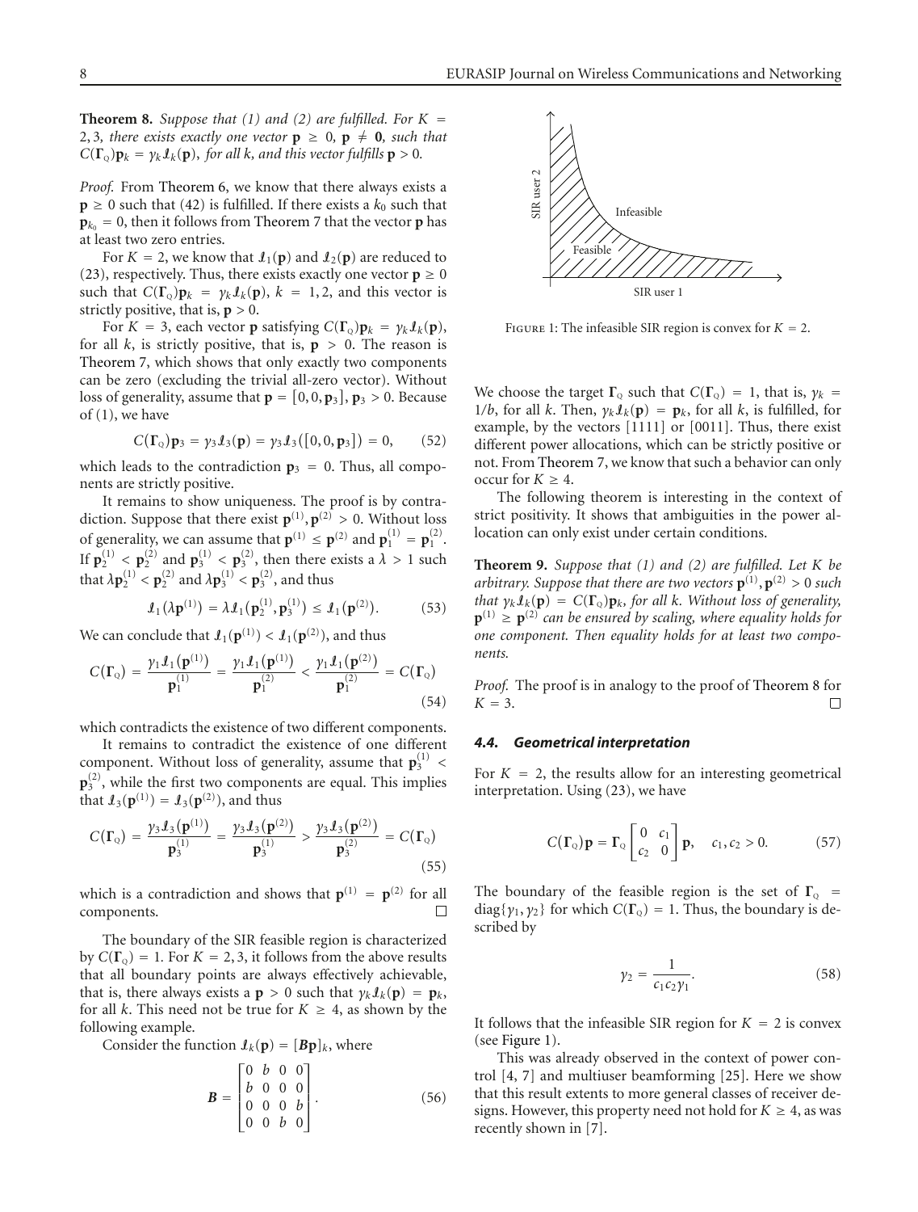**Theorem 8.** *Suppose that (1) and (2) are fulfilled. For $K = 2, 3$, there exists exactly one vector $\mathbf{p} \geq 0$, $\mathbf{p} \neq \mathbf{0}$, such that $C(\mathbf{\Gamma}_Q)\mathbf{p}_k = \gamma_k \mathcal{I}_k(\mathbf{p})$, for all $k$, and this vector fulfills $\mathbf{p} > 0$.*

*Proof.* From Theorem 6, we know that there always exists a $\mathbf{p} \geq 0$ such that (42) is fulfilled. If there exists a $k_0$ such that $\mathbf{p}_{k_0} = 0$, then it follows from Theorem 7 that the vector $\mathbf{p}$ has at least two zero entries.

For $K = 2$, we know that $\mathcal{I}_1(\mathbf{p})$ and $\mathcal{I}_2(\mathbf{p})$ are reduced to (23), respectively. Thus, there exists exactly one vector $\mathbf{p} \geq 0$ such that $C(\mathbf{\Gamma}_Q)\mathbf{p}_k = \gamma_k \mathcal{I}_k(\mathbf{p})$, $k = 1, 2$, and this vector is strictly positive, that is, $\mathbf{p} > 0$.

For $K = 3$, each vector $\mathbf{p}$ satisfying $C(\mathbf{\Gamma}_Q)\mathbf{p}_k = \gamma_k \mathcal{I}_k(\mathbf{p})$, for all $k$, is strictly positive, that is, $\mathbf{p} > 0$. The reason is Theorem 7, which shows that only exactly two components can be zero (excluding the trivial all-zero vector). Without loss of generality, assume that $\mathbf{p} = [0, 0, \mathbf{p}_3]$, $\mathbf{p}_3 > 0$. Because of (1), we have

$$C(\mathbf{\Gamma}_Q)\mathbf{p}_3 = \gamma_3 \mathcal{I}_3(\mathbf{p}) = \gamma_3 \mathcal{I}_3([0, 0, \mathbf{p}_3]) = 0, \tag{52}$$

which leads to the contradiction $\mathbf{p}_3 = 0$. Thus, all components are strictly positive.

It remains to show uniqueness. The proof is by contradiction. Suppose that there exist $\mathbf{p}^{(1)}, \mathbf{p}^{(2)} > 0$. Without loss of generality, we can assume that $\mathbf{p}^{(1)} \leq \mathbf{p}^{(2)}$ and $\mathbf{p}_1^{(1)} = \mathbf{p}_1^{(2)}$. If $\mathbf{p}_2^{(1)} < \mathbf{p}_2^{(2)}$ and $\mathbf{p}_3^{(1)} < \mathbf{p}_3^{(2)}$, then there exists a $\lambda > 1$ such that $\lambda \mathbf{p}_2^{(1)} < \mathbf{p}_2^{(2)}$ and $\lambda \mathbf{p}_3^{(1)} < \mathbf{p}_3^{(2)}$, and thus

$$\mathcal{I}_1(\lambda \mathbf{p}^{(1)}) = \lambda \mathcal{I}_1(\mathbf{p}_2^{(1)}, \mathbf{p}_3^{(1)}) \leq \mathcal{I}_1(\mathbf{p}^{(2)}). \tag{53}$$

We can conclude that $\mathcal{I}_1(\mathbf{p}^{(1)}) < \mathcal{I}_1(\mathbf{p}^{(2)})$, and thus

$$C(\mathbf{\Gamma}_Q) = \frac{\gamma_1 \mathcal{I}_1(\mathbf{p}^{(1)})}{\mathbf{p}_1^{(1)}} = \frac{\gamma_1 \mathcal{I}_1(\mathbf{p}^{(1)})}{\mathbf{p}_1^{(2)}} < \frac{\gamma_1 \mathcal{I}_1(\mathbf{p}^{(2)})}{\mathbf{p}_1^{(2)}} = C(\mathbf{\Gamma}_Q) \tag{54}$$

which contradicts the existence of two different components.

It remains to contradict the existence of one different component. Without loss of generality, assume that $\mathbf{p}_3^{(1)} < \mathbf{p}_3^{(2)}$, while the first two components are equal. This implies that $\mathcal{I}_3(\mathbf{p}^{(1)}) = \mathcal{I}_3(\mathbf{p}^{(2)})$, and thus

$$C(\mathbf{\Gamma}_Q) = \frac{\gamma_3 \mathcal{I}_3(\mathbf{p}^{(1)})}{\mathbf{p}_3^{(1)}} = \frac{\gamma_3 \mathcal{I}_3(\mathbf{p}^{(2)})}{\mathbf{p}_3^{(1)}} > \frac{\gamma_3 \mathcal{I}_3(\mathbf{p}^{(2)})}{\mathbf{p}_3^{(2)}} = C(\mathbf{\Gamma}_Q) \tag{55}$$

which is a contradiction and shows that $\mathbf{p}^{(1)} = \mathbf{p}^{(2)}$ for all components. □

The boundary of the SIR feasible region is characterized by $C(\mathbf{\Gamma}_Q) = 1$. For $K = 2, 3$, it follows from the above results that all boundary points are always effectively achievable, that is, there always exists a $\mathbf{p} > 0$ such that $\gamma_k \mathcal{I}_k(\mathbf{p}) = \mathbf{p}_k$, for all $k$. This need not be true for $K \geq 4$, as shown by the following example.

Consider the function $\mathcal{I}_k(\mathbf{p}) = [\boldsymbol{B}\mathbf{p}]_k$, where

$$\boldsymbol{B} = \begin{bmatrix} 0 & b & 0 & 0 \\ b & 0 & 0 & 0 \\ 0 & 0 & 0 & b \\ 0 & 0 & b & 0 \end{bmatrix}. \tag{56}$$

Figure 1: The infeasible SIR region is convex for $K = 2$.

We choose the target $\mathbf{\Gamma}_Q$ such that $C(\mathbf{\Gamma}_Q) = 1$, that is, $\gamma_k = 1/b$, for all $k$. Then, $\gamma_k \mathcal{I}_k(\mathbf{p}) = \mathbf{p}_k$, for all $k$, is fulfilled, for example, by the vectors [1111] or [0011]. Thus, there exist different power allocations, which can be strictly positive or not. From Theorem 7, we know that such a behavior can only occur for $K \geq 4$.

The following theorem is interesting in the context of strict positivity. It shows that ambiguities in the power allocation can only exist under certain conditions.

**Theorem 9.** *Suppose that (1) and (2) are fulfilled. Let $K$ be arbitrary. Suppose that there are two vectors $\mathbf{p}^{(1)}, \mathbf{p}^{(2)} > 0$ such that $\gamma_k \mathcal{I}_k(\mathbf{p}) = C(\mathbf{\Gamma}_Q)\mathbf{p}_k$, for all $k$. Without loss of generality, $\mathbf{p}^{(1)} \geq \mathbf{p}^{(2)}$ can be ensured by scaling, where equality holds for one component. Then equality holds for at least two components.*

*Proof.* The proof is in analogy to the proof of Theorem 8 for $K = 3$. □

### 4.4. Geometrical interpretation

For $K = 2$, the results allow for an interesting geometrical interpretation. Using (23), we have

$$C(\mathbf{\Gamma}_Q)\mathbf{p} = \mathbf{\Gamma}_Q \begin{bmatrix} 0 & c_1 \\ c_2 & 0 \end{bmatrix} \mathbf{p}, \quad c_1, c_2 > 0. \tag{57}$$

The boundary of the feasible region is the set of $\mathbf{\Gamma}_Q = \operatorname{diag}\{\gamma_1, \gamma_2\}$ for which $C(\mathbf{\Gamma}_Q) = 1$. Thus, the boundary is described by

$$\gamma_2 = \frac{1}{c_1 c_2 \gamma_1}. \tag{58}$$

It follows that the infeasible SIR region for $K = 2$ is convex (see Figure 1).

This was already observed in the context of power control [4, 7] and multiuser beamforming [25]. Here we show that this result extends to more general classes of receiver designs. However, this property need not hold for $K \geq 4$, as was recently shown in [7].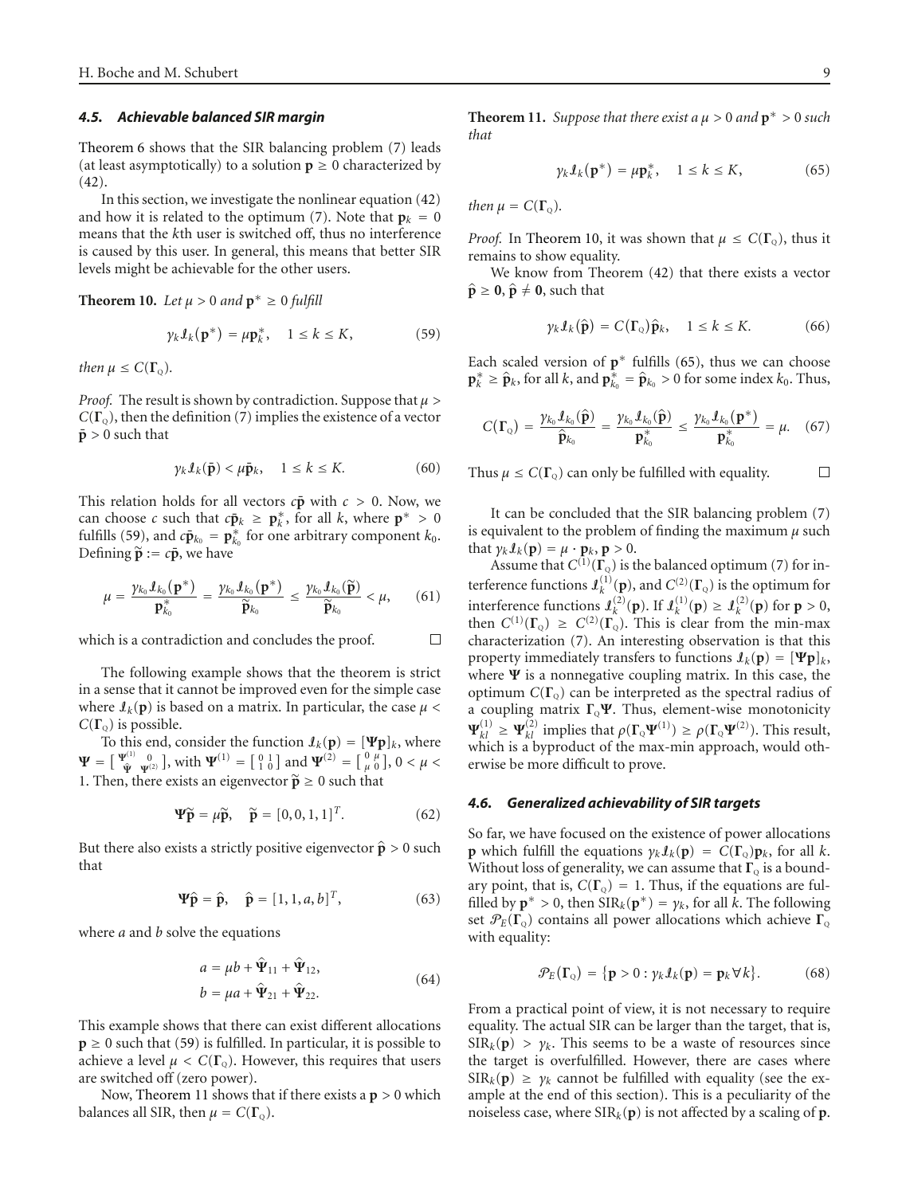### 4.5. Achievable balanced SIR margin

Theorem 6 shows that the SIR balancing problem (7) leads (at least asymptotically) to a solution $\mathbf{p} \geq 0$ characterized by (42).

In this section, we investigate the nonlinear equation (42) and how it is related to the optimum (7). Note that $\mathbf{p}_k = 0$ means that the $k$th user is switched off, thus no interference is caused by this user. In general, this means that better SIR levels might be achievable for the other users.

**Theorem 10.** *Let $\mu > 0$ and $\mathbf{p}^* \geq 0$ fulfill*

$$\gamma_k \mathcal{I}_k(\mathbf{p}^*) = \mu \mathbf{p}_k^*, \quad 1 \leq k \leq K, \tag{59}$$

*then $\mu \leq C(\boldsymbol{\Gamma}_Q)$.*

*Proof.* The result is shown by contradiction. Suppose that $\mu > C(\boldsymbol{\Gamma}_Q)$, then the definition (7) implies the existence of a vector $\bar{\mathbf{p}} > 0$ such that

$$\gamma_k \mathcal{I}_k(\bar{\mathbf{p}}) < \mu \bar{\mathbf{p}}_k, \quad 1 \leq k \leq K. \tag{60}$$

This relation holds for all vectors $c\bar{\mathbf{p}}$ with $c > 0$. Now, we can choose $c$ such that $c\bar{\mathbf{p}}_k \geq \mathbf{p}_k^*$, for all $k$, where $\mathbf{p}^* > 0$ fulfills (59), and $c\bar{\mathbf{p}}_{k_0} = \mathbf{p}_{k_0}^*$ for one arbitrary component $k_0$. Defining $\widetilde{\mathbf{p}} := c\bar{\mathbf{p}}$, we have

$$\mu = \frac{\gamma_{k_0} \mathcal{I}_{k_0}(\mathbf{p}^*)}{\mathbf{p}_{k_0}^*} = \frac{\gamma_{k_0} \mathcal{I}_{k_0}(\mathbf{p}^*)}{\widetilde{\mathbf{p}}_{k_0}} \leq \frac{\gamma_{k_0} \mathcal{I}_{k_0}(\widetilde{\mathbf{p}})}{\widetilde{\mathbf{p}}_{k_0}} < \mu, \tag{61}$$

which is a contradiction and concludes the proof. $\square$

The following example shows that the theorem is strict in a sense that it cannot be improved even for the simple case where $\mathcal{I}_k(\mathbf{p})$ is based on a matrix. In particular, the case $\mu < C(\boldsymbol{\Gamma}_Q)$ is possible.

To this end, consider the function $\mathcal{I}_k(\mathbf{p}) = [\boldsymbol{\Psi}\mathbf{p}]_k$, where $\boldsymbol{\Psi} = \begin{bmatrix} \boldsymbol{\Psi}^{(1)} & 0 \\ \hat{\boldsymbol{\Psi}} & \boldsymbol{\Psi}^{(2)} \end{bmatrix}$, with $\boldsymbol{\Psi}^{(1)} = \begin{bmatrix} 0 & 1 \\ 1 & 0 \end{bmatrix}$ and $\boldsymbol{\Psi}^{(2)} = \begin{bmatrix} 0 & \mu \\ \mu & 0 \end{bmatrix}$, $0 < \mu < 1$. Then, there exists an eigenvector $\widetilde{\mathbf{p}} \geq 0$ such that

$$\boldsymbol{\Psi}\widetilde{\mathbf{p}} = \mu\widetilde{\mathbf{p}}, \quad \widetilde{\mathbf{p}} = [0, 0, 1, 1]^T. \tag{62}$$

But there also exists a strictly positive eigenvector $\hat{\mathbf{p}} > 0$ such that

$$\boldsymbol{\Psi}\hat{\mathbf{p}} = \hat{\mathbf{p}}, \quad \hat{\mathbf{p}} = [1, 1, a, b]^T, \tag{63}$$

where $a$ and $b$ solve the equations

$$\begin{aligned} a &= \mu b + \hat{\boldsymbol{\Psi}}_{11} + \hat{\boldsymbol{\Psi}}_{12}, \\ b &= \mu a + \hat{\boldsymbol{\Psi}}_{21} + \hat{\boldsymbol{\Psi}}_{22}. \end{aligned} \tag{64}$$

This example shows that there can exist different allocations $\mathbf{p} \geq 0$ such that (59) is fulfilled. In particular, it is possible to achieve a level $\mu < C(\boldsymbol{\Gamma}_Q)$. However, this requires that users are switched off (zero power).

Now, Theorem 11 shows that if there exists a $\mathbf{p} > 0$ which balances all SIR, then $\mu = C(\boldsymbol{\Gamma}_Q)$.

**Theorem 11.** *Suppose that there exist a $\mu > 0$ and $\mathbf{p}^* > 0$ such that*

$$\gamma_k \mathcal{I}_k(\mathbf{p}^*) = \mu \mathbf{p}_k^*, \quad 1 \leq k \leq K, \tag{65}$$

*then $\mu = C(\boldsymbol{\Gamma}_Q)$.*

*Proof.* In Theorem 10, it was shown that $\mu \leq C(\boldsymbol{\Gamma}_Q)$, thus it remains to show equality.

We know from Theorem (42) that there exists a vector $\hat{\mathbf{p}} \geq \mathbf{0}$, $\hat{\mathbf{p}} \neq \mathbf{0}$, such that

$$\gamma_k \mathcal{I}_k(\hat{\mathbf{p}}) = C(\boldsymbol{\Gamma}_Q)\hat{\mathbf{p}}_k, \quad 1 \leq k \leq K. \tag{66}$$

Each scaled version of $\mathbf{p}^*$ fulfills (65), thus we can choose $\mathbf{p}_k^* \geq \hat{\mathbf{p}}_k$, for all $k$, and $\mathbf{p}_{k_0}^* = \hat{\mathbf{p}}_{k_0} > 0$ for some index $k_0$. Thus,

$$C(\boldsymbol{\Gamma}_Q) = \frac{\gamma_{k_0} \mathcal{I}_{k_0}(\hat{\mathbf{p}})}{\hat{\mathbf{p}}_{k_0}} = \frac{\gamma_{k_0} \mathcal{I}_{k_0}(\hat{\mathbf{p}})}{\mathbf{p}_{k_0}^*} \leq \frac{\gamma_{k_0} \mathcal{I}_{k_0}(\mathbf{p}^*)}{\mathbf{p}_{k_0}^*} = \mu. \tag{67}$$

Thus $\mu \leq C(\boldsymbol{\Gamma}_Q)$ can only be fulfilled with equality. $\square$

It can be concluded that the SIR balancing problem (7) is equivalent to the problem of finding the maximum $\mu$ such that $\gamma_k \mathcal{I}_k(\mathbf{p}) = \mu \cdot \mathbf{p}_k$, $\mathbf{p} > 0$.

Assume that $C^{(1)}(\boldsymbol{\Gamma}_Q)$ is the balanced optimum (7) for interference functions $\mathcal{I}_k^{(1)}(\mathbf{p})$, and $C^{(2)}(\boldsymbol{\Gamma}_Q)$ is the optimum for interference functions $\mathcal{I}_k^{(2)}(\mathbf{p})$. If $\mathcal{I}_k^{(1)}(\mathbf{p}) \geq \mathcal{I}_k^{(2)}(\mathbf{p})$ for $\mathbf{p} > 0$, then $C^{(1)}(\boldsymbol{\Gamma}_Q) \geq C^{(2)}(\boldsymbol{\Gamma}_Q)$. This is clear from the min-max characterization (7). An interesting observation is that this property immediately transfers to functions $\mathcal{I}_k(\mathbf{p}) = [\boldsymbol{\Psi}\mathbf{p}]_k$, where $\boldsymbol{\Psi}$ is a nonnegative coupling matrix. In this case, the optimum $C(\boldsymbol{\Gamma}_Q)$ can be interpreted as the spectral radius of a coupling matrix $\boldsymbol{\Gamma}_Q\boldsymbol{\Psi}$. Thus, element-wise monotonicity $\boldsymbol{\Psi}_{kl}^{(1)} \geq \boldsymbol{\Psi}_{kl}^{(2)}$ implies that $\rho(\boldsymbol{\Gamma}_Q\boldsymbol{\Psi}^{(1)}) \geq \rho(\boldsymbol{\Gamma}_Q\boldsymbol{\Psi}^{(2)})$. This result, which is a byproduct of the max-min approach, would otherwise be more difficult to prove.

### 4.6. Generalized achievability of SIR targets

So far, we have focused on the existence of power allocations $\mathbf{p}$ which fulfill the equations $\gamma_k \mathcal{I}_k(\mathbf{p}) = C(\boldsymbol{\Gamma}_Q)\mathbf{p}_k$, for all $k$. Without loss of generality, we can assume that $\boldsymbol{\Gamma}_Q$ is a boundary point, that is, $C(\boldsymbol{\Gamma}_Q) = 1$. Thus, if the equations are fulfilled by $\mathbf{p}^* > 0$, then $\mathrm{SIR}_k(\mathbf{p}^*) = \gamma_k$, for all $k$. The following set $\mathcal{P}_E(\boldsymbol{\Gamma}_Q)$ contains all power allocations which achieve $\boldsymbol{\Gamma}_Q$ with equality:

$$\mathcal{P}_E(\boldsymbol{\Gamma}_Q) = \{\mathbf{p} > 0 : \gamma_k \mathcal{I}_k(\mathbf{p}) = \mathbf{p}_k \, \forall k\}. \tag{68}$$

From a practical point of view, it is not necessary to require equality. The actual SIR can be larger than the target, that is, $\mathrm{SIR}_k(\mathbf{p}) > \gamma_k$. This seems to be a waste of resources since the target is overfulfilled. However, there are cases where $\mathrm{SIR}_k(\mathbf{p}) \geq \gamma_k$ cannot be fulfilled with equality (see the example at the end of this section). This is a peculiarity of the noiseless case, where $\mathrm{SIR}_k(\mathbf{p})$ is not affected by a scaling of $\mathbf{p}$.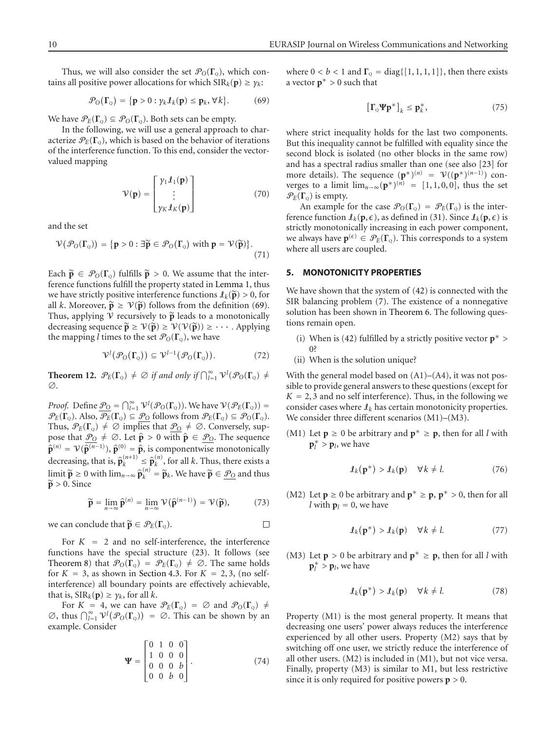Thus, we will also consider the set $\mathcal{P}_O(\boldsymbol{\Gamma}_{\text{Q}})$, which contains all positive power allocations for which $\text{SIR}_k(\mathbf{p}) \geq \gamma_k$:

$$\mathcal{P}_O(\boldsymbol{\Gamma}_{\text{Q}}) = \{\mathbf{p} > 0 : \gamma_k \mathcal{I}_k(\mathbf{p}) \leq \mathbf{p}_k, \forall k\}. \tag{69}$$

We have $\mathcal{P}_E(\boldsymbol{\Gamma}_{\text{Q}}) \subseteq \mathcal{P}_O(\boldsymbol{\Gamma}_{\text{Q}})$. Both sets can be empty.

In the following, we will use a general approach to characterize $\mathcal{P}_E(\boldsymbol{\Gamma}_{\text{Q}})$, which is based on the behavior of iterations of the interference function. To this end, consider the vector-valued mapping

$$\mathcal{V}(\mathbf{p}) = \begin{bmatrix} \gamma_1 \mathcal{I}_1(\mathbf{p}) \\ \vdots \\ \gamma_K \mathcal{I}_K(\mathbf{p}) \end{bmatrix} \tag{70}$$

and the set

$$\mathcal{V}(\mathcal{P}_O(\boldsymbol{\Gamma}_{\text{Q}})) = \{\mathbf{p} > 0 : \exists \widetilde{\mathbf{p}} \in \mathcal{P}_O(\boldsymbol{\Gamma}_{\text{Q}}) \text{ with } \mathbf{p} = \mathcal{V}(\widetilde{\mathbf{p}})\}. \tag{71}$$

Each $\widetilde{\mathbf{p}} \in \mathcal{P}_O(\boldsymbol{\Gamma}_{\text{Q}})$ fulfills $\widetilde{\mathbf{p}} > 0$. We assume that the interference functions fulfill the property stated in Lemma 1, thus we have strictly positive interference functions $\mathcal{I}_k(\widetilde{\mathbf{p}}) > 0$, for all $k$. Moreover, $\widetilde{\mathbf{p}} \geq \mathcal{V}(\widetilde{\mathbf{p}})$ follows from the definition (69). Thus, applying $\mathcal{V}$ recursively to $\widetilde{\mathbf{p}}$ leads to a monotonically decreasing sequence $\widetilde{\mathbf{p}} \geq \mathcal{V}(\widetilde{\mathbf{p}}) \geq \mathcal{V}(\mathcal{V}(\widetilde{\mathbf{p}})) \geq \cdots$. Applying the mapping $l$ times to the set $\mathcal{P}_O(\boldsymbol{\Gamma}_{\text{Q}})$, we have

$$\mathcal{V}^l(\mathcal{P}_O(\boldsymbol{\Gamma}_{\text{Q}})) \subseteq \mathcal{V}^{l-1}(\mathcal{P}_O(\boldsymbol{\Gamma}_{\text{Q}})). \tag{72}$$

**Theorem 12.** *$\mathcal{P}_E(\boldsymbol{\Gamma}_{\text{Q}}) \neq \emptyset$ if and only if $\bigcap_{l=1}^{\infty} \mathcal{V}^l(\mathcal{P}_O(\boldsymbol{\Gamma}_{\text{Q}})) \neq \emptyset$.*

*Proof.* Define $\underline{\mathcal{P}_O} = \bigcap_{l=1}^{\infty} \mathcal{V}^l(\mathcal{P}_O(\boldsymbol{\Gamma}_{\text{Q}}))$. We have $\mathcal{V}(\mathcal{P}_E(\boldsymbol{\Gamma}_{\text{Q}})) = \mathcal{P}_E(\boldsymbol{\Gamma}_{\text{Q}})$. Also, $\overline{\mathcal{P}_E}(\boldsymbol{\Gamma}_{\text{Q}}) \subseteq \underline{\mathcal{P}_O}$ follows from $\mathcal{P}_E(\boldsymbol{\Gamma}_{\text{Q}}) \subseteq \mathcal{P}_O(\boldsymbol{\Gamma}_{\text{Q}})$. Thus, $\mathcal{P}_E(\boldsymbol{\Gamma}_{\text{Q}}) \neq \emptyset$ implies that $\underline{\mathcal{P}_O} \neq \emptyset$. Conversely, suppose that $\underline{\mathcal{P}_O} \neq \emptyset$. Let $\hat{\mathbf{p}} > 0$ with $\hat{\mathbf{p}} \in \underline{\mathcal{P}_O}$. The sequence $\hat{\mathbf{p}}^{(n)} = \mathcal{V}(\hat{\mathbf{p}}^{(n-1)})$, $\hat{\mathbf{p}}^{(0)} = \hat{\mathbf{p}}$, is componentwise monotonically decreasing, that is, $\hat{\mathbf{p}}_k^{(n+1)} \leq \hat{\mathbf{p}}_k^{(n)}$, for all $k$. Thus, there exists a limit $\widetilde{\mathbf{p}} \geq 0$ with $\lim_{n\to\infty} \hat{\mathbf{p}}_k^{(n)} = \widetilde{\mathbf{p}}_k$. We have $\widetilde{\mathbf{p}} \in \underline{\mathcal{P}_O}$ and thus $\widetilde{\mathbf{p}} > 0$. Since

$$\widetilde{\mathbf{p}} = \lim_{n\to\infty} \hat{\mathbf{p}}^{(n)} = \lim_{n\to\infty} \mathcal{V}(\hat{\mathbf{p}}^{(n-1)}) = \mathcal{V}(\widetilde{\mathbf{p}}), \tag{73}$$

we can conclude that $\widetilde{\mathbf{p}} \in \mathcal{P}_E(\boldsymbol{\Gamma}_{\text{Q}})$. $\square$

For $K = 2$ and no self-interference, the interference functions have the special structure (23). It follows (see Theorem 8) that $\mathcal{P}_O(\boldsymbol{\Gamma}_{\text{Q}}) = \mathcal{P}_E(\boldsymbol{\Gamma}_{\text{Q}}) \neq \emptyset$. The same holds for $K = 3$, as shown in Section 4.3. For $K = 2, 3$, (no self-interference) all boundary points are effectively achievable, that is, $\text{SIR}_k(\mathbf{p}) \geq \gamma_k$, for all $k$.

For $K = 4$, we can have $\mathcal{P}_E(\boldsymbol{\Gamma}_{\text{Q}}) = \emptyset$ and $\mathcal{P}_O(\boldsymbol{\Gamma}_{\text{Q}}) \neq \emptyset$, thus $\bigcap_{l=1}^{\infty} \mathcal{V}^l(\mathcal{P}_O(\boldsymbol{\Gamma}_{\text{Q}})) = \emptyset$. This can be shown by an example. Consider

$$\boldsymbol{\Psi} = \begin{bmatrix} 0 & 1 & 0 & 0 \\ 1 & 0 & 0 & 0 \\ 0 & 0 & 0 & b \\ 0 & 0 & b & 0 \end{bmatrix}, \tag{74}$$

where $0 < b < 1$ and $\boldsymbol{\Gamma}_{\text{Q}} = \text{diag}\{[1, 1, 1, 1]\}$, then there exists a vector $\mathbf{p}^* > 0$ such that

$$[\boldsymbol{\Gamma}_{\text{Q}} \boldsymbol{\Psi} \mathbf{p}^*]_k \leq \mathbf{p}_k^*, \tag{75}$$

where strict inequality holds for the last two components. But this inequality cannot be fulfilled with equality since the second block is isolated (no other blocks in the same row) and has a spectral radius smaller than one (see also [23] for more details). The sequence $(\mathbf{p}^*)^{(n)} = \mathcal{V}((\mathbf{p}^*)^{(n-1)})$ converges to a limit $\lim_{n\to\infty} (\mathbf{p}^*)^{(n)} = [1, 1, 0, 0]$, thus the set $\mathcal{P}_E(\boldsymbol{\Gamma}_{\text{Q}})$ is empty.

An example for the case $\mathcal{P}_O(\boldsymbol{\Gamma}_{\text{Q}}) = \mathcal{P}_E(\boldsymbol{\Gamma}_{\text{Q}})$ is the interference function $\mathcal{I}_k(\mathbf{p}, \epsilon)$, as defined in (31). Since $\mathcal{I}_k(\mathbf{p}, \epsilon)$ is strictly monotonically increasing in each power component, we always have $\mathbf{p}^{(\epsilon)} \in \mathcal{P}_E(\boldsymbol{\Gamma}_{\text{Q}})$. This corresponds to a system where all users are coupled.

## 5. MONOTONICITY PROPERTIES

We have shown that the system of (42) is connected with the SIR balancing problem (7). The existence of a nonnegative solution has been shown in Theorem 6. The following questions remain open.

(i) When is (42) fulfilled by a strictly positive vector $\mathbf{p}^* > 0$?

(ii) When is the solution unique?

With the general model based on (A1)–(A4), it was not possible to provide general answers to these questions (except for $K = 2, 3$ and no self interference). Thus, in the following we consider cases where $\mathcal{I}_k$ has certain monotonicity properties. We consider three different scenarios (M1)–(M3).

(M1) Let $\mathbf{p} \geq 0$ be arbitrary and $\mathbf{p}^* \geq \mathbf{p}$, then for all $l$ with $\mathbf{p}_l^* > \mathbf{p}_l$, we have

$$\mathcal{I}_k(\mathbf{p}^*) > \mathcal{I}_k(\mathbf{p}) \quad \forall k \neq l. \tag{76}$$

(M2) Let $\mathbf{p} \geq 0$ be arbitrary and $\mathbf{p}^* \geq \mathbf{p}$, $\mathbf{p}^* > 0$, then for all $l$ with $\mathbf{p}_l = 0$, we have

$$\mathcal{I}_k(\mathbf{p}^*) > \mathcal{I}_k(\mathbf{p}) \quad \forall k \neq l. \tag{77}$$

(M3) Let $\mathbf{p} > 0$ be arbitrary and $\mathbf{p}^* \geq \mathbf{p}$, then for all $l$ with $\mathbf{p}_l^* > \mathbf{p}_l$, we have

$$\mathcal{I}_k(\mathbf{p}^*) > \mathcal{I}_k(\mathbf{p}) \quad \forall k \neq l. \tag{78}$$

Property (M1) is the most general property. It means that decreasing one users' power always reduces the interference experienced by all other users. Property (M2) says that by switching off one user, we strictly reduce the interference of all other users. (M2) is included in (M1), but not vice versa. Finally, property (M3) is similar to M1, but less restrictive since it is only required for positive powers $\mathbf{p} > 0$.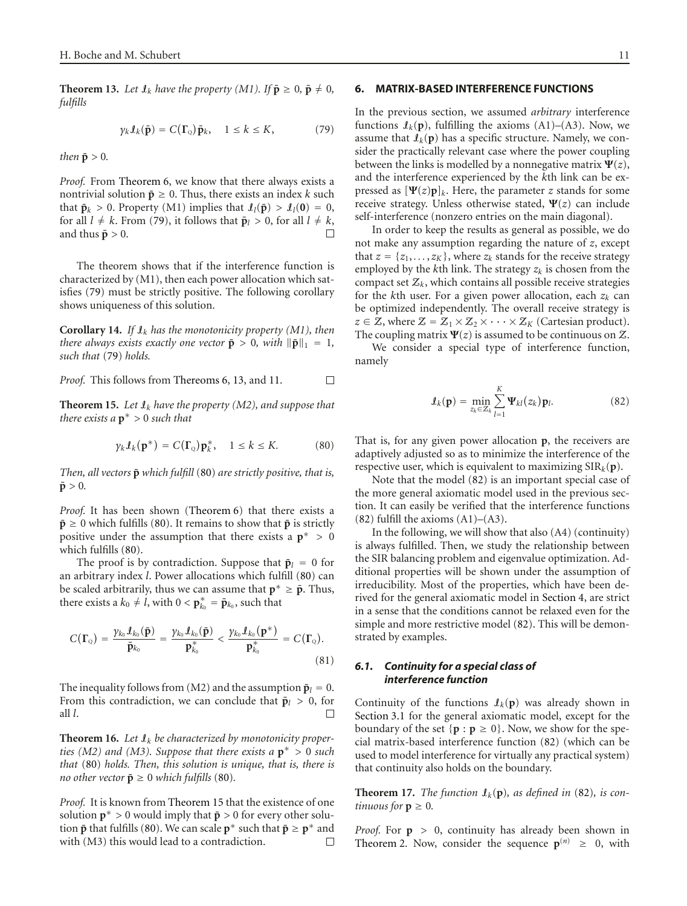**Theorem 13.** *Let $\mathcal{I}_k$ have the property (M1). If $\bar{\mathbf{p}} \geq 0$, $\bar{\mathbf{p}} \neq 0$, fulfills*

$$\gamma_k \mathcal{I}_k(\bar{\mathbf{p}}) = C(\boldsymbol{\Gamma}_{\mathrm{Q}})\bar{\mathbf{p}}_k, \quad 1 \leq k \leq K, \tag{79}$$

*then $\bar{\mathbf{p}} > 0$.*

*Proof.* From Theorem 6, we know that there always exists a nontrivial solution $\bar{\mathbf{p}} \geq 0$. Thus, there exists an index $k$ such that $\bar{\mathbf{p}}_k > 0$. Property (M1) implies that $\mathcal{I}_l(\bar{\mathbf{p}}) > \mathcal{I}_l(\mathbf{0}) = 0$, for all $l \neq k$. From (79), it follows that $\bar{\mathbf{p}}_l > 0$, for all $l \neq k$, and thus $\bar{\mathbf{p}} > 0$. □

The theorem shows that if the interference function is characterized by (M1), then each power allocation which satisfies (79) must be strictly positive. The following corollary shows uniqueness of this solution.

**Corollary 14.** *If $\mathcal{I}_k$ has the monotonicity property (M1), then there always exists exactly one vector $\bar{\mathbf{p}} > 0$, with $\|\bar{\mathbf{p}}\|_1 = 1$, such that (79) holds.*

*Proof.* This follows from Thereoms 6, 13, and 11. □

**Theorem 15.** *Let $\mathcal{I}_k$ have the property (M2), and suppose that there exists a $\mathbf{p}^* > 0$ such that*

$$\gamma_k \mathcal{I}_k(\mathbf{p}^*) = C(\boldsymbol{\Gamma}_{\mathrm{Q}})\mathbf{p}_k^*, \quad 1 \leq k \leq K. \tag{80}$$

*Then, all vectors $\bar{\mathbf{p}}$ which fulfill (80) are strictly positive, that is, $\bar{\mathbf{p}} > 0$.*

*Proof.* It has been shown (Theorem 6) that there exists a $\bar{\mathbf{p}} \geq 0$ which fulfills (80). It remains to show that $\bar{\mathbf{p}}$ is strictly positive under the assumption that there exists a $\mathbf{p}^* > 0$ which fulfills (80).

The proof is by contradiction. Suppose that $\bar{\mathbf{p}}_l = 0$ for an arbitrary index $l$. Power allocations which fulfill (80) can be scaled arbitrarily, thus we can assume that $\mathbf{p}^* \geq \bar{\mathbf{p}}$. Thus, there exists a $k_0 \neq l$, with $0 < \mathbf{p}_{k_0}^* = \bar{\mathbf{p}}_{k_0}$, such that

$$C(\boldsymbol{\Gamma}_{\mathrm{Q}}) = \frac{\gamma_{k_0}\mathcal{I}_{k_0}(\bar{\mathbf{p}})}{\bar{\mathbf{p}}_{k_0}} = \frac{\gamma_{k_0}\mathcal{I}_{k_0}(\bar{\mathbf{p}})}{\mathbf{p}_{k_0}^*} < \frac{\gamma_{k_0}\mathcal{I}_{k_0}(\mathbf{p}^*)}{\mathbf{p}_{k_0}^*} = C(\boldsymbol{\Gamma}_{\mathrm{Q}}). \tag{81}$$

The inequality follows from (M2) and the assumption $\bar{\mathbf{p}}_l = 0$. From this contradiction, we can conclude that $\bar{\mathbf{p}}_l > 0$, for all $l$. □

**Theorem 16.** *Let $\mathcal{I}_k$ be characterized by monotonicity properties (M2) and (M3). Suppose that there exists a $\mathbf{p}^* > 0$ such that (80) holds. Then, this solution is unique, that is, there is no other vector $\bar{\mathbf{p}} \geq 0$ which fulfills (80).*

*Proof.* It is known from Theorem 15 that the existence of one solution $\mathbf{p}^* > 0$ would imply that $\bar{\mathbf{p}} > 0$ for every other solution $\bar{\mathbf{p}}$ that fulfills (80). We can scale $\mathbf{p}^*$ such that $\bar{\mathbf{p}} \geq \mathbf{p}^*$ and with (M3) this would lead to a contradiction. □

## 6. MATRIX-BASED INTERFERENCE FUNCTIONS

In the previous section, we assumed *arbitrary* interference functions $\mathcal{I}_k(\mathbf{p})$, fulfilling the axioms (A1)–(A3). Now, we assume that $\mathcal{I}_k(\mathbf{p})$ has a specific structure. Namely, we consider the practically relevant case where the power coupling between the links is modelled by a nonnegative matrix $\boldsymbol{\Psi}(z)$, and the interference experienced by the $k$th link can be expressed as $[\boldsymbol{\Psi}(z)\mathbf{p}]_k$. Here, the parameter $z$ stands for some receive strategy. Unless otherwise stated, $\boldsymbol{\Psi}(z)$ can include self-interference (nonzero entries on the main diagonal).

In order to keep the results as general as possible, we do not make any assumption regarding the nature of $z$, except that $z = \{z_1, \ldots, z_K\}$, where $z_k$ stands for the receive strategy employed by the $k$th link. The strategy $z_k$ is chosen from the compact set $\mathcal{Z}_k$, which contains all possible receive strategies for the $k$th user. For a given power allocation, each $z_k$ can be optimized independently. The overall receive strategy is $z \in \mathcal{Z}$, where $\mathcal{Z} = \mathcal{Z}_1 \times \mathcal{Z}_2 \times \cdots \times \mathcal{Z}_K$ (Cartesian product). The coupling matrix $\boldsymbol{\Psi}(z)$ is assumed to be continuous on $\mathcal{Z}$.

We consider a special type of interference function, namely

$$\mathcal{I}_k(\mathbf{p}) = \min_{z_k \in \mathcal{Z}_k} \sum_{l=1}^{K} \boldsymbol{\Psi}_{kl}(z_k)\mathbf{p}_l. \tag{82}$$

That is, for any given power allocation $\mathbf{p}$, the receivers are adaptively adjusted so as to minimize the interference of the respective user, which is equivalent to maximizing $\mathrm{SIR}_k(\mathbf{p})$.

Note that the model (82) is an important special case of the more general axiomatic model used in the previous section. It can easily be verified that the interference functions (82) fulfill the axioms (A1)–(A3).

In the following, we will show that also (A4) (continuity) is always fulfilled. Then, we study the relationship between the SIR balancing problem and eigenvalue optimization. Additional properties will be shown under the assumption of irreducibility. Most of the properties, which have been derived for the general axiomatic model in Section 4, are strict in a sense that the conditions cannot be relaxed even for the simple and more restrictive model (82). This will be demonstrated by examples.

### 6.1. Continuity for a special class of interference function

Continuity of the functions $\mathcal{I}_k(\mathbf{p})$ was already shown in Section 3.1 for the general axiomatic model, except for the boundary of the set $\{\mathbf{p} : \mathbf{p} \geq 0\}$. Now, we show for the special matrix-based interference function (82) (which can be used to model interference for virtually any practical system) that continuity also holds on the boundary.

**Theorem 17.** *The function $\mathcal{I}_k(\mathbf{p})$, as defined in (82), is continuous for $\mathbf{p} \geq 0$.*

*Proof.* For $\mathbf{p} > 0$, continuity has already been shown in Theorem 2. Now, consider the sequence $\mathbf{p}^{(n)} \geq 0$, with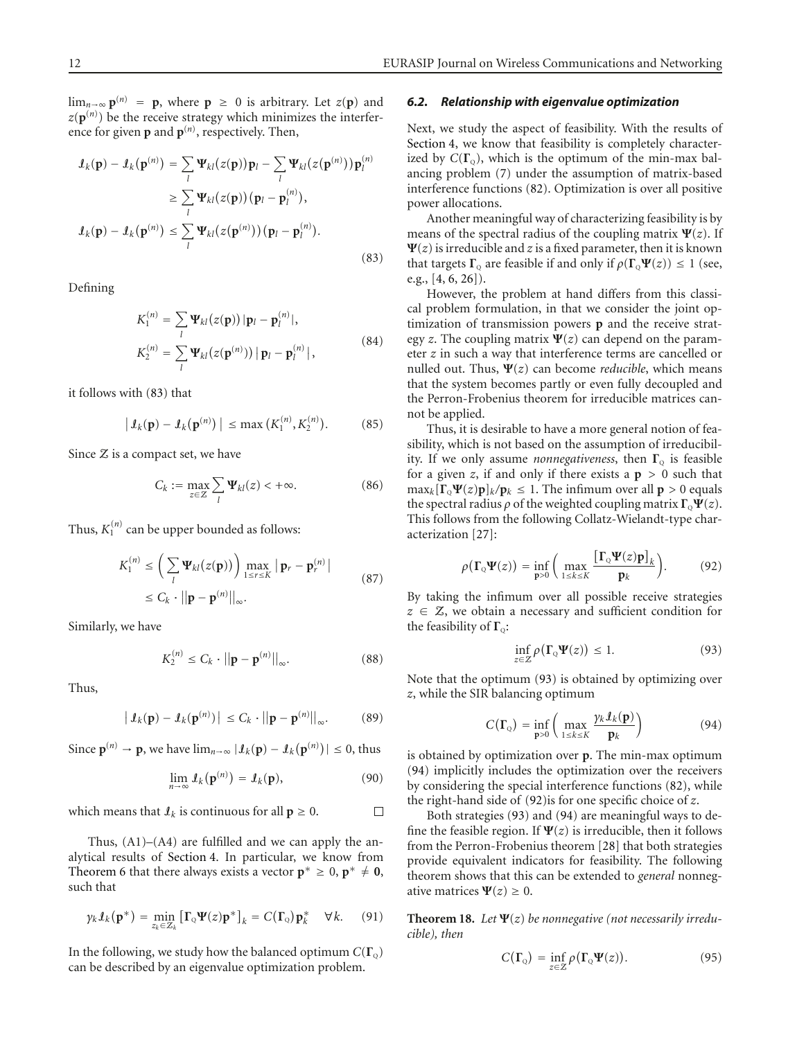$\lim_{n\to\infty} \mathbf{p}^{(n)} = \mathbf{p}$, where $\mathbf{p} \geq 0$ is arbitrary. Let $z(\mathbf{p})$ and $z(\mathbf{p}^{(n)})$ be the receive strategy which minimizes the interference for given $\mathbf{p}$ and $\mathbf{p}^{(n)}$, respectively. Then,

$$\begin{aligned}
\mathcal{I}_k(\mathbf{p}) - \mathcal{I}_k(\mathbf{p}^{(n)}) &= \sum_l \mathbf{\Psi}_{kl}(z(\mathbf{p}))\mathbf{p}_l - \sum_l \mathbf{\Psi}_{kl}(z(\mathbf{p}^{(n)}))\mathbf{p}_l^{(n)} \\
&\geq \sum_l \mathbf{\Psi}_{kl}(z(\mathbf{p}))(\mathbf{p}_l - \mathbf{p}_l^{(n)}), \\
\mathcal{I}_k(\mathbf{p}) - \mathcal{I}_k(\mathbf{p}^{(n)}) &\leq \sum_l \mathbf{\Psi}_{kl}(z(\mathbf{p}^{(n)}))(\mathbf{p}_l - \mathbf{p}_l^{(n)}).
\end{aligned} \tag{83}$$

Defining

$$\begin{aligned}
K_1^{(n)} &= \sum_l \mathbf{\Psi}_{kl}(z(\mathbf{p}))\,|\mathbf{p}_l - \mathbf{p}_l^{(n)}|, \\
K_2^{(n)} &= \sum_l \mathbf{\Psi}_{kl}(z(\mathbf{p}^{(n)}))\,|\,\mathbf{p}_l - \mathbf{p}_l^{(n)}\,|,
\end{aligned} \tag{84}$$

it follows with (83) that

$$|\,\mathcal{I}_k(\mathbf{p}) - \mathcal{I}_k(\mathbf{p}^{(n)})\,| \leq \max\left(K_1^{(n)}, K_2^{(n)}\right). \tag{85}$$

Since $\mathcal{Z}$ is a compact set, we have

$$C_k := \max_{z\in\mathcal{Z}} \sum_l \mathbf{\Psi}_{kl}(z) < +\infty. \tag{86}$$

Thus, $K_1^{(n)}$ can be upper bounded as follows:

$$\begin{aligned}
K_1^{(n)} &\leq \Big(\sum_l \mathbf{\Psi}_{kl}(z(\mathbf{p}))\Big) \max_{1\leq r\leq K} |\,\mathbf{p}_r - \mathbf{p}_r^{(n)}\,| \\
&\leq C_k \cdot ||\mathbf{p} - \mathbf{p}^{(n)}||_\infty.
\end{aligned} \tag{87}$$

Similarly, we have

$$K_2^{(n)} \leq C_k \cdot ||\mathbf{p} - \mathbf{p}^{(n)}||_\infty. \tag{88}$$

Thus,

$$|\,\mathcal{I}_k(\mathbf{p}) - \mathcal{I}_k(\mathbf{p}^{(n)})\,| \leq C_k \cdot ||\mathbf{p} - \mathbf{p}^{(n)}||_\infty. \tag{89}$$

Since $\mathbf{p}^{(n)} \to \mathbf{p}$, we have $\lim_{n\to\infty} |\mathcal{I}_k(\mathbf{p}) - \mathcal{I}_k(\mathbf{p}^{(n)})| \leq 0$, thus

$$\lim_{n\to\infty} \mathcal{I}_k(\mathbf{p}^{(n)}) = \mathcal{I}_k(\mathbf{p}), \tag{90}$$

which means that $\mathcal{I}_k$ is continuous for all $\mathbf{p} \geq 0$. □

Thus, (A1)–(A4) are fulfilled and we can apply the analytical results of Section 4. In particular, we know from Theorem 6 that there always exists a vector $\mathbf{p}^* \geq 0$, $\mathbf{p}^* \neq \mathbf{0}$, such that

$$\gamma_k \mathcal{I}_k(\mathbf{p}^*) = \min_{z_k\in\mathcal{Z}_k} \left[\mathbf{\Gamma}_{\text{Q}} \mathbf{\Psi}(z)\mathbf{p}^*\right]_k = C(\mathbf{\Gamma}_{\text{Q}})\mathbf{p}_k^* \quad \forall k. \tag{91}$$

In the following, we study how the balanced optimum $C(\mathbf{\Gamma}_{\text{Q}})$ can be described by an eigenvalue optimization problem.

### *6.2. Relationship with eigenvalue optimization*

Next, we study the aspect of feasibility. With the results of Section 4, we know that feasibility is completely characterized by $C(\mathbf{\Gamma}_{\text{Q}})$, which is the optimum of the min-max balancing problem (7) under the assumption of matrix-based interference functions (82). Optimization is over all positive power allocations.

Another meaningful way of characterizing feasibility is by means of the spectral radius of the coupling matrix $\mathbf{\Psi}(z)$. If $\mathbf{\Psi}(z)$ is irreducible and $z$ is a fixed parameter, then it is known that targets $\mathbf{\Gamma}_{\text{Q}}$ are feasible if and only if $\rho(\mathbf{\Gamma}_{\text{Q}}\mathbf{\Psi}(z)) \leq 1$ (see, e.g., [4, 6, 26]).

However, the problem at hand differs from this classical problem formulation, in that we consider the joint optimization of transmission powers $\mathbf{p}$ and the receive strategy $z$. The coupling matrix $\mathbf{\Psi}(z)$ can depend on the parameter $z$ in such a way that interference terms are cancelled or nulled out. Thus, $\mathbf{\Psi}(z)$ can become *reducible*, which means that the system becomes partly or even fully decoupled and the Perron-Frobenius theorem for irreducible matrices cannot be applied.

Thus, it is desirable to have a more general notion of feasibility, which is not based on the assumption of irreducibility. If we only assume *nonnegativeness*, then $\mathbf{\Gamma}_{\text{Q}}$ is feasible for a given $z$, if and only if there exists a $\mathbf{p} > 0$ such that $\max_k[\mathbf{\Gamma}_{\text{Q}}\mathbf{\Psi}(z)\mathbf{p}]_k/\mathbf{p}_k \leq 1$. The infimum over all $\mathbf{p} > 0$ equals the spectral radius $\rho$ of the weighted coupling matrix $\mathbf{\Gamma}_{\text{Q}}\mathbf{\Psi}(z)$. This follows from the following Collatz-Wielandt-type characterization [27]:

$$\rho(\mathbf{\Gamma}_{\text{Q}}\mathbf{\Psi}(z)) = \inf_{\mathbf{p}>0}\Big(\max_{1\leq k\leq K} \frac{\left[\mathbf{\Gamma}_{\text{Q}}\mathbf{\Psi}(z)\mathbf{p}\right]_k}{\mathbf{p}_k}\Big). \tag{92}$$

By taking the infimum over all possible receive strategies $z \in \mathcal{Z}$, we obtain a necessary and sufficient condition for the feasibility of $\mathbf{\Gamma}_{\text{Q}}$:

$$\inf_{z\in\mathcal{Z}} \rho(\mathbf{\Gamma}_{\text{Q}}\mathbf{\Psi}(z)) \leq 1. \tag{93}$$

Note that the optimum (93) is obtained by optimizing over $z$, while the SIR balancing optimum

$$C(\mathbf{\Gamma}_{\text{Q}}) = \inf_{\mathbf{p}>0}\Big(\max_{1\leq k\leq K} \frac{\gamma_k \mathcal{I}_k(\mathbf{p})}{\mathbf{p}_k}\Big) \tag{94}$$

is obtained by optimization over $\mathbf{p}$. The min-max optimum (94) implicitly includes the optimization over the receivers by considering the special interference functions (82), while the right-hand side of (92)is for one specific choice of $z$.

Both strategies (93) and (94) are meaningful ways to define the feasible region. If $\mathbf{\Psi}(z)$ is irreducible, then it follows from the Perron-Frobenius theorem [28] that both strategies provide equivalent indicators for feasibility. The following theorem shows that this can be extended to *general* nonnegative matrices $\mathbf{\Psi}(z) \geq 0$.

**Theorem 18.** *Let $\mathbf{\Psi}(z)$ be nonnegative (not necessarily irreducible), then*

$$C(\mathbf{\Gamma}_{\text{Q}}) = \inf_{z\in\mathcal{Z}} \rho(\mathbf{\Gamma}_{\text{Q}}\mathbf{\Psi}(z)). \tag{95}$$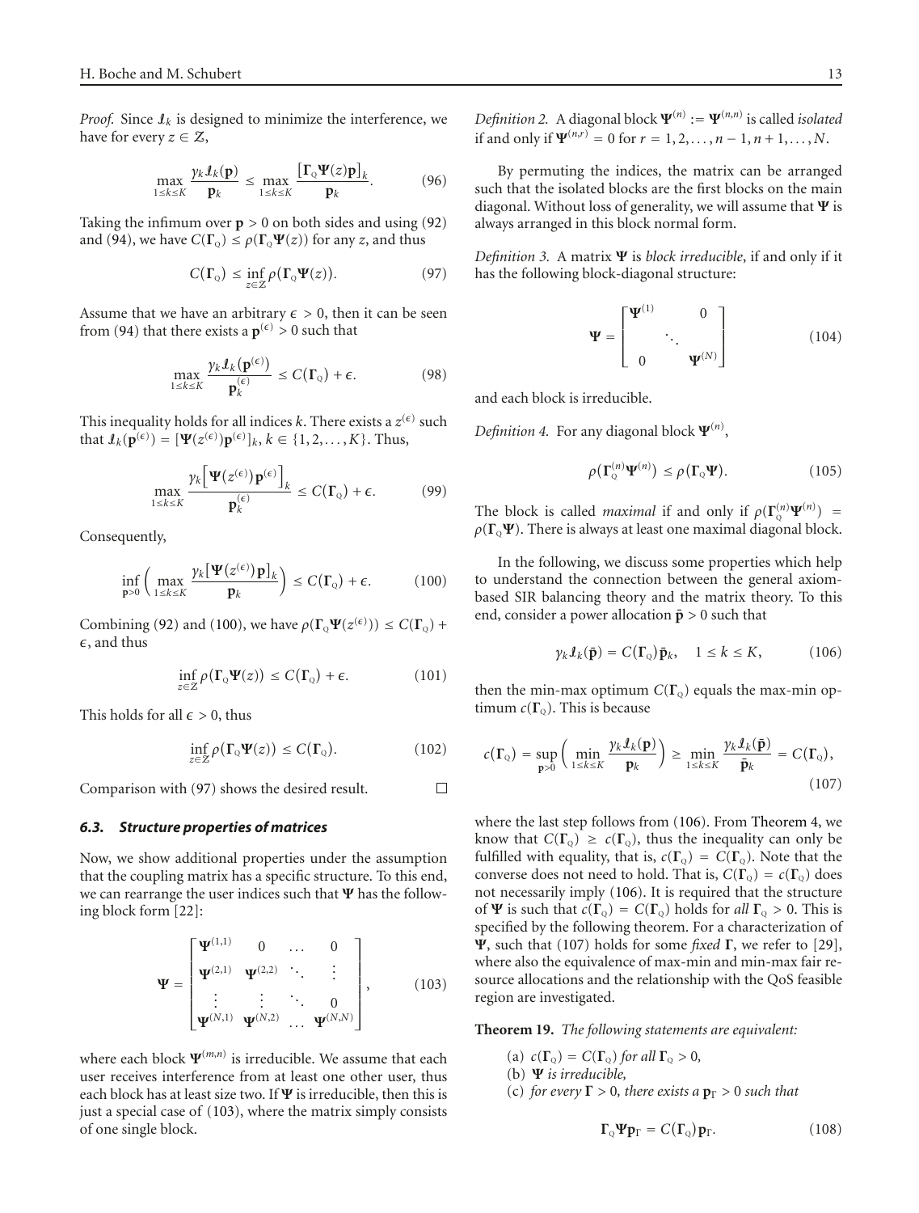*Proof.* Since $\mathcal{I}_k$ is designed to minimize the interference, we have for every $z \in \mathcal{Z}$,

$$\max_{1\le k\le K} \frac{\gamma_k \mathcal{I}_k(\mathbf{p})}{\mathbf{p}_k} \le \max_{1\le k\le K} \frac{[\mathbf{\Gamma}_{\text{Q}}\mathbf{\Psi}(z)\mathbf{p}]_k}{\mathbf{p}_k}. \tag{96}$$

Taking the infimum over $\mathbf{p} > 0$ on both sides and using (92) and (94), we have $C(\mathbf{\Gamma}_{\text{Q}}) \le \rho(\mathbf{\Gamma}_{\text{Q}}\mathbf{\Psi}(z))$ for any $z$, and thus

$$C(\mathbf{\Gamma}_{\text{Q}}) \le \inf_{z\in\mathbb{Z}} \rho(\mathbf{\Gamma}_{\text{Q}}\mathbf{\Psi}(z)). \tag{97}$$

Assume that we have an arbitrary $\epsilon > 0$, then it can be seen from (94) that there exists a $\mathbf{p}^{(\epsilon)} > 0$ such that

$$\max_{1\le k\le K} \frac{\gamma_k \mathcal{I}_k(\mathbf{p}^{(\epsilon)})}{\mathbf{p}_k^{(\epsilon)}} \le C(\mathbf{\Gamma}_{\text{Q}}) + \epsilon. \tag{98}$$

This inequality holds for all indices $k$. There exists a $z^{(\epsilon)}$ such that $\mathcal{I}_k(\mathbf{p}^{(\epsilon)}) = [\mathbf{\Psi}(z^{(\epsilon)})\mathbf{p}^{(\epsilon)}]_k$, $k \in \{1, 2, \ldots, K\}$. Thus,

$$\max_{1\le k\le K} \frac{\gamma_k \left[\mathbf{\Psi}(z^{(\epsilon)})\mathbf{p}^{(\epsilon)}\right]_k}{\mathbf{p}_k^{(\epsilon)}} \le C(\mathbf{\Gamma}_{\text{Q}}) + \epsilon. \tag{99}$$

Consequently,

$$\inf_{\mathbf{p}>0} \left( \max_{1\le k\le K} \frac{\gamma_k [\mathbf{\Psi}(z^{(\epsilon)})\mathbf{p}]_k}{\mathbf{p}_k} \right) \le C(\mathbf{\Gamma}_{\text{Q}}) + \epsilon. \tag{100}$$

Combining (92) and (100), we have $\rho(\mathbf{\Gamma}_{\text{Q}}\mathbf{\Psi}(z^{(\epsilon)})) \le C(\mathbf{\Gamma}_{\text{Q}}) + \epsilon$, and thus

$$\inf_{z\in\mathbb{Z}} \rho(\mathbf{\Gamma}_{\text{Q}}\mathbf{\Psi}(z)) \le C(\mathbf{\Gamma}_{\text{Q}}) + \epsilon. \tag{101}$$

This holds for all $\epsilon > 0$, thus

$$\inf_{z\in\mathbb{Z}} \rho(\mathbf{\Gamma}_{\text{Q}}\mathbf{\Psi}(z)) \le C(\mathbf{\Gamma}_{\text{Q}}). \tag{102}$$

Comparison with (97) shows the desired result. □

### 6.3. Structure properties of matrices

Now, we show additional properties under the assumption that the coupling matrix has a specific structure. To this end, we can rearrange the user indices such that $\mathbf{\Psi}$ has the following block form [22]:

$$\mathbf{\Psi} = \begin{bmatrix} \mathbf{\Psi}^{(1,1)} & 0 & \cdots & 0 \\ \mathbf{\Psi}^{(2,1)} & \mathbf{\Psi}^{(2,2)} & \ddots & \vdots \\ \vdots & \vdots & \ddots & 0 \\ \mathbf{\Psi}^{(N,1)} & \mathbf{\Psi}^{(N,2)} & \cdots & \mathbf{\Psi}^{(N,N)} \end{bmatrix}, \tag{103}$$

where each block $\mathbf{\Psi}^{(m,n)}$ is irreducible. We assume that each user receives interference from at least one other user, thus each block has at least size two. If $\mathbf{\Psi}$ is irreducible, then this is just a special case of (103), where the matrix simply consists of one single block.

*Definition 2.* A diagonal block $\mathbf{\Psi}^{(n)} := \mathbf{\Psi}^{(n,n)}$ is called *isolated* if and only if $\mathbf{\Psi}^{(n,r)} = 0$ for $r = 1, 2, \ldots, n-1, n+1, \ldots, N$.

By permuting the indices, the matrix can be arranged such that the isolated blocks are the first blocks on the main diagonal. Without loss of generality, we will assume that $\mathbf{\Psi}$ is always arranged in this block normal form.

*Definition 3.* A matrix $\mathbf{\Psi}$ is *block irreducible*, if and only if it has the following block-diagonal structure:

$$\mathbf{\Psi} = \begin{bmatrix} \mathbf{\Psi}^{(1)} & & 0 \\ & \ddots & \\ 0 & & \mathbf{\Psi}^{(N)} \end{bmatrix} \tag{104}$$

and each block is irreducible.

*Definition 4.* For any diagonal block $\mathbf{\Psi}^{(n)}$,

$$\rho(\mathbf{\Gamma}_{\text{Q}}^{(n)}\mathbf{\Psi}^{(n)}) \le \rho(\mathbf{\Gamma}_{\text{Q}}\mathbf{\Psi}). \tag{105}$$

The block is called *maximal* if and only if $\rho(\mathbf{\Gamma}_{\text{Q}}^{(n)}\mathbf{\Psi}^{(n)}) = \rho(\mathbf{\Gamma}_{\text{Q}}\mathbf{\Psi})$. There is always at least one maximal diagonal block.

In the following, we discuss some properties which help to understand the connection between the general axiom-based SIR balancing theory and the matrix theory. To this end, consider a power allocation $\bar{\mathbf{p}} > 0$ such that

$$\gamma_k \mathcal{I}_k(\bar{\mathbf{p}}) = C(\mathbf{\Gamma}_{\text{Q}})\bar{\mathbf{p}}_k, \quad 1 \le k \le K, \tag{106}$$

then the min-max optimum $C(\mathbf{\Gamma}_{\text{Q}})$ equals the max-min optimum $c(\mathbf{\Gamma}_{\text{Q}})$. This is because

$$c(\mathbf{\Gamma}_{\text{Q}}) = \sup_{\mathbf{p}>0} \left( \min_{1\le k\le K} \frac{\gamma_k \mathcal{I}_k(\mathbf{p})}{\mathbf{p}_k} \right) \ge \min_{1\le k\le K} \frac{\gamma_k \mathcal{I}_k(\bar{\mathbf{p}})}{\bar{\mathbf{p}}_k} = C(\mathbf{\Gamma}_{\text{Q}}), \tag{107}$$

where the last step follows from (106). From Theorem 4, we know that $C(\mathbf{\Gamma}_{\text{Q}}) \ge c(\mathbf{\Gamma}_{\text{Q}})$, thus the inequality can only be fulfilled with equality, that is, $c(\mathbf{\Gamma}_{\text{Q}}) = C(\mathbf{\Gamma}_{\text{Q}})$. Note that the converse does not need to hold. That is, $C(\mathbf{\Gamma}_{\text{Q}}) = c(\mathbf{\Gamma}_{\text{Q}})$ does not necessarily imply (106). It is required that the structure of $\mathbf{\Psi}$ is such that $c(\mathbf{\Gamma}_{\text{Q}}) = C(\mathbf{\Gamma}_{\text{Q}})$ holds for *all* $\mathbf{\Gamma}_{\text{Q}} > 0$. This is specified by the following theorem. For a characterization of $\mathbf{\Psi}$, such that (107) holds for some *fixed* $\mathbf{\Gamma}$, we refer to [29], where also the equivalence of max-min and min-max fair resource allocations and the relationship with the QoS feasible region are investigated.

**Theorem 19.** *The following statements are equivalent:*

(a) $c(\mathbf{\Gamma}_{\text{Q}}) = C(\mathbf{\Gamma}_{\text{Q}})$ *for all* $\mathbf{\Gamma}_{\text{Q}} > 0$,

(b) $\mathbf{\Psi}$ *is irreducible,*

(c) *for every* $\mathbf{\Gamma} > 0$, *there exists a* $\mathbf{p}_{\Gamma} > 0$ *such that*

$$\mathbf{\Gamma}_{\text{Q}}\mathbf{\Psi}\mathbf{p}_{\Gamma} = C(\mathbf{\Gamma}_{\text{Q}})\mathbf{p}_{\Gamma}. \tag{108}$$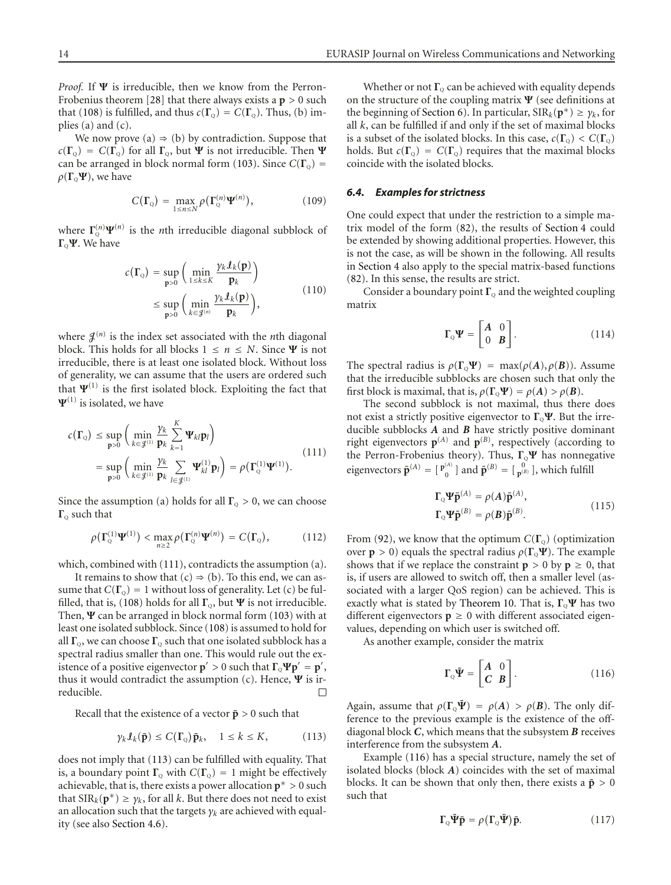*Proof.* If $\boldsymbol{\Psi}$ is irreducible, then we know from the Perron-Frobenius theorem [28] that there always exists a $\mathbf{p} > 0$ such that (108) is fulfilled, and thus $c(\boldsymbol{\Gamma}_{\text{Q}}) = C(\boldsymbol{\Gamma}_{\text{Q}})$. Thus, (b) implies (a) and (c).

We now prove (a) ⇒ (b) by contradiction. Suppose that $c(\boldsymbol{\Gamma}_{\text{Q}}) = C(\boldsymbol{\Gamma}_{\text{Q}})$ for all $\boldsymbol{\Gamma}_{\text{Q}}$, but $\boldsymbol{\Psi}$ is not irreducible. Then $\boldsymbol{\Psi}$ can be arranged in block normal form (103). Since $C(\boldsymbol{\Gamma}_{\text{Q}}) = \rho(\boldsymbol{\Gamma}_{\text{Q}}\boldsymbol{\Psi})$, we have

$$C(\boldsymbol{\Gamma}_{\text{Q}}) = \max_{1 \le n \le N} \rho\left(\boldsymbol{\Gamma}_{\text{Q}}^{(n)}\boldsymbol{\Psi}^{(n)}\right), \tag{109}$$

where $\boldsymbol{\Gamma}_{\text{Q}}^{(n)}\boldsymbol{\Psi}^{(n)}$ is the $n$th irreducible diagonal subblock of $\boldsymbol{\Gamma}_{\text{Q}}\boldsymbol{\Psi}$. We have

$$\begin{aligned} c(\boldsymbol{\Gamma}_{\text{Q}}) &= \sup_{\mathbf{p}>0}\left(\min_{1\le k\le K} \frac{\gamma_k \mathcal{I}_k(\mathbf{p})}{\mathbf{p}_k}\right) \\ &\le \sup_{\mathbf{p}>0}\left(\min_{k\in\mathcal{J}^{(n)}} \frac{\gamma_k \mathcal{I}_k(\mathbf{p})}{\mathbf{p}_k}\right), \end{aligned} \tag{110}$$

where $\mathcal{J}^{(n)}$ is the index set associated with the $n$th diagonal block. This holds for all blocks $1 \le n \le N$. Since $\boldsymbol{\Psi}$ is not irreducible, there is at least one isolated block. Without loss of generality, we can assume that the users are ordered such that $\boldsymbol{\Psi}^{(1)}$ is the first isolated block. Exploiting the fact that $\boldsymbol{\Psi}^{(1)}$ is isolated, we have

$$\begin{aligned} c(\boldsymbol{\Gamma}_{\text{Q}}) &\le \sup_{\mathbf{p}>0}\left(\min_{k\in\mathcal{J}^{(1)}} \frac{\gamma_k}{\mathbf{p}_k}\sum_{k=1}^{K}\boldsymbol{\Psi}_{kl}\mathbf{p}_l\right) \\ &= \sup_{\mathbf{p}>0}\left(\min_{k\in\mathcal{J}^{(1)}} \frac{\gamma_k}{\mathbf{p}_k}\sum_{l\in\mathcal{J}^{(1)}}\boldsymbol{\Psi}^{(1)}_{kl}\mathbf{p}_l\right) = \rho\left(\boldsymbol{\Gamma}_{\text{Q}}^{(1)}\boldsymbol{\Psi}^{(1)}\right). \end{aligned} \tag{111}$$

Since the assumption (a) holds for all $\boldsymbol{\Gamma}_{\text{Q}} > 0$, we can choose $\boldsymbol{\Gamma}_{\text{Q}}$ such that

$$\rho\left(\boldsymbol{\Gamma}_{\text{Q}}^{(1)}\boldsymbol{\Psi}^{(1)}\right) < \max_{n\ge 2}\rho\left(\boldsymbol{\Gamma}_{\text{Q}}^{(n)}\boldsymbol{\Psi}^{(n)}\right) = C(\boldsymbol{\Gamma}_{\text{Q}}), \tag{112}$$

which, combined with (111), contradicts the assumption (a).

It remains to show that (c) ⇒ (b). To this end, we can assume that $C(\boldsymbol{\Gamma}_{\text{Q}}) = 1$ without loss of generality. Let (c) be fulfilled, that is, (108) holds for all $\boldsymbol{\Gamma}_{\text{Q}}$, but $\boldsymbol{\Psi}$ is not irreducible. Then, $\boldsymbol{\Psi}$ can be arranged in block normal form (103) with at least one isolated subblock. Since (108) is assumed to hold for all $\boldsymbol{\Gamma}_{\text{Q}}$, we can choose $\boldsymbol{\Gamma}_{\text{Q}}$ such that one isolated subblock has a spectral radius smaller than one. This would rule out the existence of a positive eigenvector $\mathbf{p}' > 0$ such that $\boldsymbol{\Gamma}_{\text{Q}}\boldsymbol{\Psi}\mathbf{p}' = \mathbf{p}'$, thus it would contradict the assumption (c). Hence, $\boldsymbol{\Psi}$ is irreducible. □

Recall that the existence of a vector $\tilde{\mathbf{p}} > 0$ such that

$$\gamma_k \mathcal{I}_k(\tilde{\mathbf{p}}) \le C(\boldsymbol{\Gamma}_{\text{Q}})\tilde{\mathbf{p}}_k, \quad 1 \le k \le K, \tag{113}$$

does not imply that (113) can be fulfilled with equality. That is, a boundary point $\boldsymbol{\Gamma}_{\text{Q}}$ with $C(\boldsymbol{\Gamma}_{\text{Q}}) = 1$ might be effectively achievable, that is, there exists a power allocation $\mathbf{p}^* > 0$ such that $\text{SIR}_k(\mathbf{p}^*) \ge \gamma_k$, for all $k$. But there does not need to exist an allocation such that the targets $\gamma_k$ are achieved with equality (see also Section 4.6).

Whether or not $\boldsymbol{\Gamma}_{\text{Q}}$ can be achieved with equality depends on the structure of the coupling matrix $\boldsymbol{\Psi}$ (see definitions at the beginning of Section 6). In particular, $\text{SIR}_k(\mathbf{p}^*) \ge \gamma_k$, for all $k$, can be fulfilled if and only if the set of maximal blocks is a subset of the isolated blocks. In this case, $c(\boldsymbol{\Gamma}_{\text{Q}}) < C(\boldsymbol{\Gamma}_{\text{Q}})$ holds. But $c(\boldsymbol{\Gamma}_{\text{Q}}) = C(\boldsymbol{\Gamma}_{\text{Q}})$ requires that the maximal blocks coincide with the isolated blocks.

### 6.4. Examples for strictness

One could expect that under the restriction to a simple matrix model of the form (82), the results of Section 4 could be extended by showing additional properties. However, this is not the case, as will be shown in the following. All results in Section 4 also apply to the special matrix-based functions (82). In this sense, the results are strict.

Consider a boundary point $\boldsymbol{\Gamma}_{\text{Q}}$ and the weighted coupling matrix

$$\boldsymbol{\Gamma}_{\text{Q}}\boldsymbol{\Psi} = \begin{bmatrix} \boldsymbol{A} & 0 \\ 0 & \boldsymbol{B} \end{bmatrix}. \tag{114}$$

The spectral radius is $\rho(\boldsymbol{\Gamma}_{\text{Q}}\boldsymbol{\Psi}) = \max(\rho(\boldsymbol{A}), \rho(\boldsymbol{B}))$. Assume that the irreducible subblocks are chosen such that only the first block is maximal, that is, $\rho(\boldsymbol{\Gamma}_{\text{Q}}\boldsymbol{\Psi}) = \rho(\boldsymbol{A}) > \rho(\boldsymbol{B})$.

The second subblock is not maximal, thus there does not exist a strictly positive eigenvector to $\boldsymbol{\Gamma}_{\text{Q}}\boldsymbol{\Psi}$. But the irreducible subblocks $\boldsymbol{A}$ and $\boldsymbol{B}$ have strictly positive dominant right eigenvectors $\mathbf{p}^{(A)}$ and $\mathbf{p}^{(B)}$, respectively (according to the Perron-Frobenius theory). Thus, $\boldsymbol{\Gamma}_{\text{Q}}\boldsymbol{\Psi}$ has nonnegative eigenvectors $\tilde{\mathbf{p}}^{(A)} = \left[\begin{smallmatrix}\mathbf{p}^{(A)} \\ 0\end{smallmatrix}\right]$ and $\tilde{\mathbf{p}}^{(B)} = \left[\begin{smallmatrix}0 \\ \mathbf{p}^{(B)}\end{smallmatrix}\right]$, which fulfill

$$\begin{aligned} \boldsymbol{\Gamma}_{\text{Q}}\boldsymbol{\Psi}\tilde{\mathbf{p}}^{(A)} &= \rho(\boldsymbol{A})\tilde{\mathbf{p}}^{(A)}, \\ \boldsymbol{\Gamma}_{\text{Q}}\boldsymbol{\Psi}\tilde{\mathbf{p}}^{(B)} &= \rho(\boldsymbol{B})\tilde{\mathbf{p}}^{(B)}. \end{aligned} \tag{115}$$

From (92), we know that the optimum $C(\boldsymbol{\Gamma}_{\text{Q}})$ (optimization over $\mathbf{p} > 0$) equals the spectral radius $\rho(\boldsymbol{\Gamma}_{\text{Q}}\boldsymbol{\Psi})$. The example shows that if we replace the constraint $\mathbf{p} > 0$ by $\mathbf{p} \ge 0$, that is, if users are allowed to switch off, then a smaller level (associated with a larger QoS region) can be achieved. This is exactly what is stated by Theorem 10. That is, $\boldsymbol{\Gamma}_{\text{Q}}\boldsymbol{\Psi}$ has two different eigenvectors $\mathbf{p} \ge 0$ with different associated eigenvalues, depending on which user is switched off.

As another example, consider the matrix

$$\boldsymbol{\Gamma}_{\text{Q}}\bar{\boldsymbol{\Psi}} = \begin{bmatrix} \boldsymbol{A} & 0 \\ \boldsymbol{C} & \boldsymbol{B} \end{bmatrix}. \tag{116}$$

Again, assume that $\rho(\boldsymbol{\Gamma}_{\text{Q}}\bar{\boldsymbol{\Psi}}) = \rho(\boldsymbol{A}) > \rho(\boldsymbol{B})$. The only difference to the previous example is the existence of the off-diagonal block $\boldsymbol{C}$, which means that the subsystem $\boldsymbol{B}$ receives interference from the subsystem $\boldsymbol{A}$.

Example (116) has a special structure, namely the set of isolated blocks (block $\boldsymbol{A}$) coincides with the set of maximal blocks. It can be shown that only then, there exists a $\tilde{\mathbf{p}} > 0$ such that

$$\boldsymbol{\Gamma}_{\text{Q}}\bar{\boldsymbol{\Psi}}\tilde{\mathbf{p}} = \rho(\boldsymbol{\Gamma}_{\text{Q}}\bar{\boldsymbol{\Psi}})\tilde{\mathbf{p}}. \tag{117}$$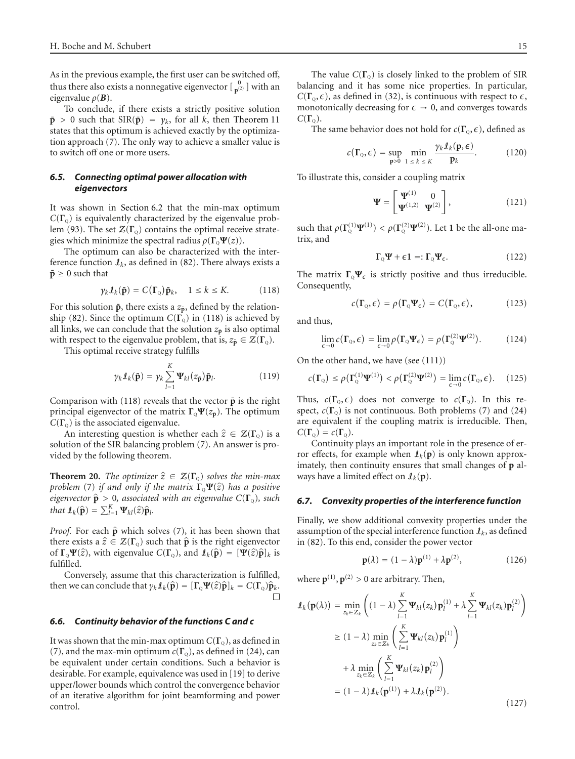As in the previous example, the first user can be switched off, thus there also exists a nonnegative eigenvector $[\,{}^{0}_{\mathbf{p}^{(2)}}\,]$ with an eigenvalue $\rho(\boldsymbol{B})$.

To conclude, if there exists a strictly positive solution $\bar{\mathbf{p}} > 0$ such that $\text{SIR}(\bar{\mathbf{p}}) = \gamma_k$, for all $k$, then Theorem 11 states that this optimum is achieved exactly by the optimization approach (7). The only way to achieve a smaller value is to switch off one or more users.

### *6.5. Connecting optimal power allocation with eigenvectors*

It was shown in Section 6.2 that the min-max optimum $C(\boldsymbol{\Gamma}_{\text{Q}})$ is equivalently characterized by the eigenvalue problem (93). The set $\mathcal{Z}(\boldsymbol{\Gamma}_{\text{Q}})$ contains the optimal receive strategies which minimize the spectral radius $\rho(\boldsymbol{\Gamma}_{\text{Q}}\boldsymbol{\Psi}(z))$.

The optimum can also be characterized with the interference function $\mathcal{I}_k$, as defined in (82). There always exists a $\bar{\mathbf{p}} \geq 0$ such that

$$\gamma_k \mathcal{I}_k(\bar{\mathbf{p}}) = C(\boldsymbol{\Gamma}_{\text{Q}})\bar{\mathbf{p}}_k, \quad 1 \leq k \leq K. \tag{118}$$

For this solution $\bar{\mathbf{p}}$, there exists a $z_{\bar{\mathbf{p}}}$, defined by the relationship (82). Since the optimum $C(\boldsymbol{\Gamma}_{\text{Q}})$ in (118) is achieved by all links, we can conclude that the solution $z_{\bar{\mathbf{p}}}$ is also optimal with respect to the eigenvalue problem, that is, $z_{\bar{\mathbf{p}}} \in \mathcal{Z}(\boldsymbol{\Gamma}_{\text{Q}})$.

This optimal receive strategy fulfills

$$\gamma_k \mathcal{I}_k(\bar{\mathbf{p}}) = \gamma_k \sum_{l=1}^{K} \boldsymbol{\Psi}_{kl}(z_{\bar{\mathbf{p}}})\bar{\mathbf{p}}_l. \tag{119}$$

Comparison with (118) reveals that the vector $\bar{\mathbf{p}}$ is the right principal eigenvector of the matrix $\boldsymbol{\Gamma}_{\text{Q}}\boldsymbol{\Psi}(z_{\bar{\mathbf{p}}})$. The optimum $C(\boldsymbol{\Gamma}_{\text{Q}})$ is the associated eigenvalue.

An interesting question is whether each $\hat{z} \in \mathcal{Z}(\boldsymbol{\Gamma}_{\text{Q}})$ is a solution of the SIR balancing problem (7). An answer is provided by the following theorem.

**Theorem 20.** *The optimizer $\hat{z} \in \mathcal{Z}(\boldsymbol{\Gamma}_{\text{Q}})$ solves the min-max problem (7) if and only if the matrix $\boldsymbol{\Gamma}_{\text{Q}}\boldsymbol{\Psi}(\hat{z})$ has a positive eigenvector $\hat{\mathbf{p}} > 0$, associated with an eigenvalue $C(\boldsymbol{\Gamma}_{\text{Q}})$, such that $\mathcal{I}_k(\hat{\mathbf{p}}) = \sum_{l=1}^{K} \boldsymbol{\Psi}_{kl}(\hat{z})\hat{\mathbf{p}}_l$.*

*Proof.* For each $\hat{\mathbf{p}}$ which solves (7), it has been shown that there exists a $\hat{z} \in \mathcal{Z}(\boldsymbol{\Gamma}_{\text{Q}})$ such that $\hat{\mathbf{p}}$ is the right eigenvector of $\boldsymbol{\Gamma}_{\text{Q}}\boldsymbol{\Psi}(\hat{z})$, with eigenvalue $C(\boldsymbol{\Gamma}_{\text{Q}})$, and $\mathcal{I}_k(\hat{\mathbf{p}}) = [\boldsymbol{\Psi}(\hat{z})\hat{\mathbf{p}}]_k$ is fulfilled.

Conversely, assume that this characterization is fulfilled, then we can conclude that $\gamma_k \mathcal{I}_k(\hat{\mathbf{p}}) = [\boldsymbol{\Gamma}_{\text{Q}}\boldsymbol{\Psi}(\hat{z})\hat{\mathbf{p}}]_k = C(\boldsymbol{\Gamma}_{\text{Q}})\hat{\mathbf{p}}_k$. □

### *6.6. Continuity behavior of the functions C and c*

It was shown that the min-max optimum $C(\boldsymbol{\Gamma}_{\text{Q}})$, as defined in (7), and the max-min optimum $c(\boldsymbol{\Gamma}_{\text{Q}})$, as defined in (24), can be equivalent under certain conditions. Such a behavior is desirable. For example, equivalence was used in [19] to derive upper/lower bounds which control the convergence behavior of an iterative algorithm for joint beamforming and power control.

The value $C(\boldsymbol{\Gamma}_{\text{Q}})$ is closely linked to the problem of SIR balancing and it has some nice properties. In particular, $C(\boldsymbol{\Gamma}_{\text{Q}}, \epsilon)$, as defined in (32), is continuous with respect to $\epsilon$, monotonically decreasing for $\epsilon \to 0$, and converges towards $C(\boldsymbol{\Gamma}_{\text{Q}})$.

The same behavior does not hold for $c(\boldsymbol{\Gamma}_{\text{Q}}, \epsilon)$, defined as

$$c(\boldsymbol{\Gamma}_{\text{Q}}, \epsilon) = \sup_{\mathbf{p} > 0} \min_{1 \leq k \leq K} \frac{\gamma_k \mathcal{I}_k(\mathbf{p}, \epsilon)}{\mathbf{p}_k}. \tag{120}$$

To illustrate this, consider a coupling matrix

$$\boldsymbol{\Psi} = \begin{bmatrix} \boldsymbol{\Psi}^{(1)} & 0 \\ \boldsymbol{\Psi}^{(1,2)} & \boldsymbol{\Psi}^{(2)} \end{bmatrix}, \tag{121}$$

such that $\rho(\boldsymbol{\Gamma}_{\text{Q}}^{(1)}\boldsymbol{\Psi}^{(1)}) < \rho(\boldsymbol{\Gamma}_{\text{Q}}^{(2)}\boldsymbol{\Psi}^{(2)})$. Let $\mathbf{1}$ be the all-one matrix, and

$$\boldsymbol{\Gamma}_{\text{Q}}\boldsymbol{\Psi} + \epsilon\mathbf{1} =: \boldsymbol{\Gamma}_{\text{Q}}\boldsymbol{\Psi}_{\epsilon}. \tag{122}$$

The matrix $\boldsymbol{\Gamma}_{\text{Q}}\boldsymbol{\Psi}_{\epsilon}$ is strictly positive and thus irreducible. Consequently,

$$c(\boldsymbol{\Gamma}_{\text{Q}}, \epsilon) = \rho(\boldsymbol{\Gamma}_{\text{Q}}\boldsymbol{\Psi}_{\epsilon}) = C(\boldsymbol{\Gamma}_{\text{Q}}, \epsilon), \tag{123}$$

and thus,

$$\lim_{\epsilon \to 0} c(\boldsymbol{\Gamma}_{\text{Q}}, \epsilon) = \lim_{\epsilon \to 0} \rho(\boldsymbol{\Gamma}_{\text{Q}}\boldsymbol{\Psi}_{\epsilon}) = \rho(\boldsymbol{\Gamma}_{\text{Q}}^{(2)}\boldsymbol{\Psi}^{(2)}). \tag{124}$$

On the other hand, we have (see (111))

$$c(\boldsymbol{\Gamma}_{\text{Q}}) \leq \rho(\boldsymbol{\Gamma}_{\text{Q}}^{(1)}\boldsymbol{\Psi}^{(1)}) < \rho(\boldsymbol{\Gamma}_{\text{Q}}^{(2)}\boldsymbol{\Psi}^{(2)}) = \lim_{\epsilon \to 0} c(\boldsymbol{\Gamma}_{\text{Q}}, \epsilon). \tag{125}$$

Thus, $c(\boldsymbol{\Gamma}_{\text{Q}}, \epsilon)$ does not converge to $c(\boldsymbol{\Gamma}_{\text{Q}})$. In this respect, $c(\boldsymbol{\Gamma}_{\text{Q}})$ is not continuous. Both problems (7) and (24) are equivalent if the coupling matrix is irreducible. Then, $C(\boldsymbol{\Gamma}_{\text{Q}}) = c(\boldsymbol{\Gamma}_{\text{Q}})$.

Continuity plays an important role in the presence of error effects, for example when $\mathcal{I}_k(\mathbf{p})$ is only known approximately, then continuity ensures that small changes of $\mathbf{p}$ always have a limited effect on $\mathcal{I}_k(\mathbf{p})$.

### *6.7. Convexity properties of the interference function*

Finally, we show additional convexity properties under the assumption of the special interference function $\mathcal{I}_k$, as defined in (82). To this end, consider the power vector

$$\mathbf{p}(\lambda) = (1 - \lambda)\mathbf{p}^{(1)} + \lambda\mathbf{p}^{(2)}, \tag{126}$$

where $\mathbf{p}^{(1)}, \mathbf{p}^{(2)} > 0$ are arbitrary. Then,

$$\begin{aligned}
\mathcal{I}_k(\mathbf{p}(\lambda)) &= \min_{z_k \in \mathcal{Z}_k} \left( (1 - \lambda) \sum_{l=1}^{K} \boldsymbol{\Psi}_{kl}(z_k)\mathbf{p}_l^{(1)} + \lambda \sum_{l=1}^{K} \boldsymbol{\Psi}_{kl}(z_k)\mathbf{p}_l^{(2)} \right) \\
&\geq (1 - \lambda) \min_{z_k \in \mathcal{Z}_k} \left( \sum_{l=1}^{K} \boldsymbol{\Psi}_{kl}(z_k)\mathbf{p}_l^{(1)} \right) \\
&\quad + \lambda \min_{z_k \in \mathcal{Z}_k} \left( \sum_{l=1}^{K} \boldsymbol{\Psi}_{kl}(z_k)\mathbf{p}_l^{(2)} \right) \\
&= (1 - \lambda)\mathcal{I}_k(\mathbf{p}^{(1)}) + \lambda\mathcal{I}_k(\mathbf{p}^{(2)}).
\end{aligned} \tag{127}$$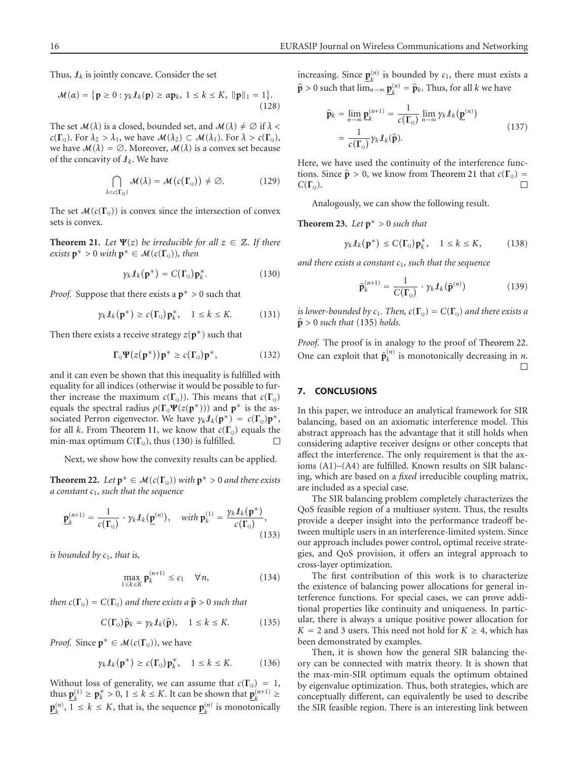Thus, $\mathcal{I}_k$ is jointly concave. Consider the set

$$\mathcal{M}(\alpha) = \{\mathbf{p} \geq 0 : \gamma_k \mathcal{I}_k(\mathbf{p}) \geq \alpha \mathbf{p}_k,\ 1 \leq k \leq K,\ \|\mathbf{p}\|_1 = 1\}. \tag{128}$$

The set $\mathcal{M}(\lambda)$ is a closed, bounded set, and $\mathcal{M}(\lambda) \neq \emptyset$ if $\lambda < c(\mathbf{\Gamma}_{\text{Q}})$. For $\lambda_2 > \lambda_1$, we have $\mathcal{M}(\lambda_2) \subset \mathcal{M}(\lambda_1)$. For $\lambda > c(\mathbf{\Gamma}_{\text{Q}})$, we have $\mathcal{M}(\lambda) = \emptyset$. Moreover, $\mathcal{M}(\lambda)$ is a convex set because of the concavity of $\mathcal{I}_k$. We have

$$\bigcap_{\lambda < c(\mathbf{\Gamma}_{\text{Q}})} \mathcal{M}(\lambda) = \mathcal{M}\big(c(\mathbf{\Gamma}_{\text{Q}})\big) \neq \emptyset. \tag{129}$$

The set $\mathcal{M}(c(\mathbf{\Gamma}_{\text{Q}}))$ is convex since the intersection of convex sets is convex.

**Theorem 21.** *Let $\mathbf{\Psi}(z)$ be irreducible for all $z \in \mathcal{Z}$. If there exists $\mathbf{p}^* > 0$ with $\mathbf{p}^* \in \mathcal{M}(c(\mathbf{\Gamma}_{\text{Q}}))$, then*

$$\gamma_k \mathcal{I}_k(\mathbf{p}^*) = C(\mathbf{\Gamma}_{\text{Q}})\mathbf{p}_k^*. \tag{130}$$

*Proof.* Suppose that there exists a $\mathbf{p}^* > 0$ such that

$$\gamma_k \mathcal{I}_k(\mathbf{p}^*) \geq c(\mathbf{\Gamma}_{\text{Q}})\mathbf{p}_k^*, \quad 1 \leq k \leq K. \tag{131}$$

Then there exists a receive strategy $z(\mathbf{p}^*)$ such that

$$\mathbf{\Gamma}_{\text{Q}}\mathbf{\Psi}(z(\mathbf{p}^*))\mathbf{p}^* \geq c(\mathbf{\Gamma}_{\text{Q}})\mathbf{p}^*, \tag{132}$$

and it can even be shown that this inequality is fulfilled with equality for all indices (otherwise it would be possible to further increase the maximum $c(\mathbf{\Gamma}_{\text{Q}})$). This means that $c(\mathbf{\Gamma}_{\text{Q}})$ equals the spectral radius $\rho(\mathbf{\Gamma}_{\text{Q}}\mathbf{\Psi}(z(\mathbf{p}^*)))$ and $\mathbf{p}^*$ is the associated Perron eigenvector. We have $\gamma_k \mathcal{I}_k(\mathbf{p}^*) = c(\mathbf{\Gamma}_{\text{Q}})\mathbf{p}^*$, for all $k$. From Theorem 11, we know that $c(\mathbf{\Gamma}_{\text{Q}})$ equals the min-max optimum $C(\mathbf{\Gamma}_{\text{Q}})$, thus (130) is fulfilled. $\square$

Next, we show how the convexity results can be applied.

**Theorem 22.** *Let $\mathbf{p}^* \in \mathcal{M}(c(\mathbf{\Gamma}_{\text{Q}}))$ with $\mathbf{p}^* > 0$ and there exists a constant $c_1$, such that the sequence*

$$\underline{\mathbf{p}}_k^{(n+1)} = \frac{1}{c(\mathbf{\Gamma}_{\text{Q}})} \cdot \gamma_k \mathcal{I}_k(\underline{\mathbf{p}}^{(n)}), \quad \text{with } \mathbf{p}_k^{(1)} = \frac{\gamma_k \mathcal{I}_k(\mathbf{p}^*)}{c(\mathbf{\Gamma}_{\text{Q}})}, \tag{133}$$

*is bounded by $c_1$, that is,*

$$\max_{1 \leq k \leq K} \mathbf{p}_k^{(n+1)} \leq c_1 \quad \forall n, \tag{134}$$

*then $c(\mathbf{\Gamma}_{\text{Q}}) = C(\mathbf{\Gamma}_{\text{Q}})$ and there exists a $\hat{\mathbf{p}} > 0$ such that*

$$C(\mathbf{\Gamma}_{\text{Q}})\hat{\mathbf{p}}_k = \gamma_k \mathcal{I}_k(\hat{\mathbf{p}}), \quad 1 \leq k \leq K. \tag{135}$$

*Proof.* Since $\mathbf{p}^* \in \mathcal{M}(c(\mathbf{\Gamma}_{\text{Q}}))$, we have

$$\gamma_k \mathcal{I}_k(\mathbf{p}^*) \geq c(\mathbf{\Gamma}_{\text{Q}})\mathbf{p}_k^*, \quad 1 \leq k \leq K. \tag{136}$$

Without loss of generality, we can assume that $c(\mathbf{\Gamma}_{\text{Q}}) = 1$, thus $\underline{\mathbf{p}}_k^{(1)} \geq \mathbf{p}_k^* > 0$, $1 \leq k \leq K$. It can be shown that $\underline{\mathbf{p}}_k^{(n+1)} \geq \underline{\mathbf{p}}_k^{(n)}$, $1 \leq k \leq K$, that is, the sequence $\underline{\mathbf{p}}_k^{(n)}$ is monotonically increasing. Since $\underline{\mathbf{p}}_k^{(n)}$ is bounded by $c_1$, there must exists a $\hat{\mathbf{p}} > 0$ such that $\lim_{n\to\infty} \underline{\mathbf{p}}_k^{(n)} = \hat{\mathbf{p}}_k$. Thus, for all $k$ we have

$$\begin{aligned}
\hat{\mathbf{p}}_k &= \lim_{n\to\infty} \underline{\mathbf{p}}_k^{(n+1)} = \frac{1}{c(\mathbf{\Gamma}_{\text{Q}})} \lim_{n\to\infty} \gamma_k \mathcal{I}_k(\underline{\mathbf{p}}^{(n)}) \\
&= \frac{1}{c(\mathbf{\Gamma}_{\text{Q}})} \gamma_k \mathcal{I}_k(\hat{\mathbf{p}}).
\end{aligned} \tag{137}$$

Here, we have used the continuity of the interference functions. Since $\hat{\mathbf{p}} > 0$, we know from Theorem 21 that $c(\mathbf{\Gamma}_{\text{Q}}) = C(\mathbf{\Gamma}_{\text{Q}})$. $\square$

Analogously, we can show the following result.

**Theorem 23.** *Let $\mathbf{p}^* > 0$ such that*

$$\gamma_k \mathcal{I}_k(\mathbf{p}^*) \leq C(\mathbf{\Gamma}_{\text{Q}})\mathbf{p}_k^*, \quad 1 \leq k \leq K, \tag{138}$$

*and there exists a constant $c_1$, such that the sequence*

$$\bar{\mathbf{p}}_k^{(n+1)} = \frac{1}{C(\mathbf{\Gamma}_{\text{Q}})} \cdot \gamma_k \mathcal{I}_k(\bar{\mathbf{p}}^{(n)}) \tag{139}$$

*is lower-bounded by $c_1$. Then, $c(\mathbf{\Gamma}_{\text{Q}}) = C(\mathbf{\Gamma}_{\text{Q}})$ and there exists a $\hat{\mathbf{p}} > 0$ such that (135) holds.*

*Proof.* The proof is in analogy to the proof of Theorem 22. One can exploit that $\bar{\mathbf{p}}_k^{(n)}$ is monotonically decreasing in $n$. $\square$

## 7. CONCLUSIONS

In this paper, we introduce an analytical framework for SIR balancing, based on an axiomatic interference model. This abstract approach has the advantage that it still holds when considering adaptive receiver designs or other concepts that affect the interference. The only requirement is that the axioms (A1)–(A4) are fulfilled. Known results on SIR balancing, which are based on a *fixed* irreducible coupling matrix, are included as a special case.

The SIR balancing problem completely characterizes the QoS feasible region of a multiuser system. Thus, the results provide a deeper insight into the performance tradeoff between multiple users in an interference-limited system. Since our approach includes power control, optimal receive strategies, and QoS provision, it offers an integral approach to cross-layer optimization.

The first contribution of this work is to characterize the existence of balancing power allocations for general interference functions. For special cases, we can prove additional properties like continuity and uniqueness. In particular, there is always a unique positive power allocation for $K = 2$ and 3 users. This need not hold for $K \geq 4$, which has been demonstrated by examples.

Then, it is shown how the general SIR balancing theory can be connected with matrix theory. It is shown that the max-min-SIR optimum equals the optimum obtained by eigenvalue optimization. Thus, both strategies, which are conceptually different, can equivalently be used to describe the SIR feasible region. There is an interesting link between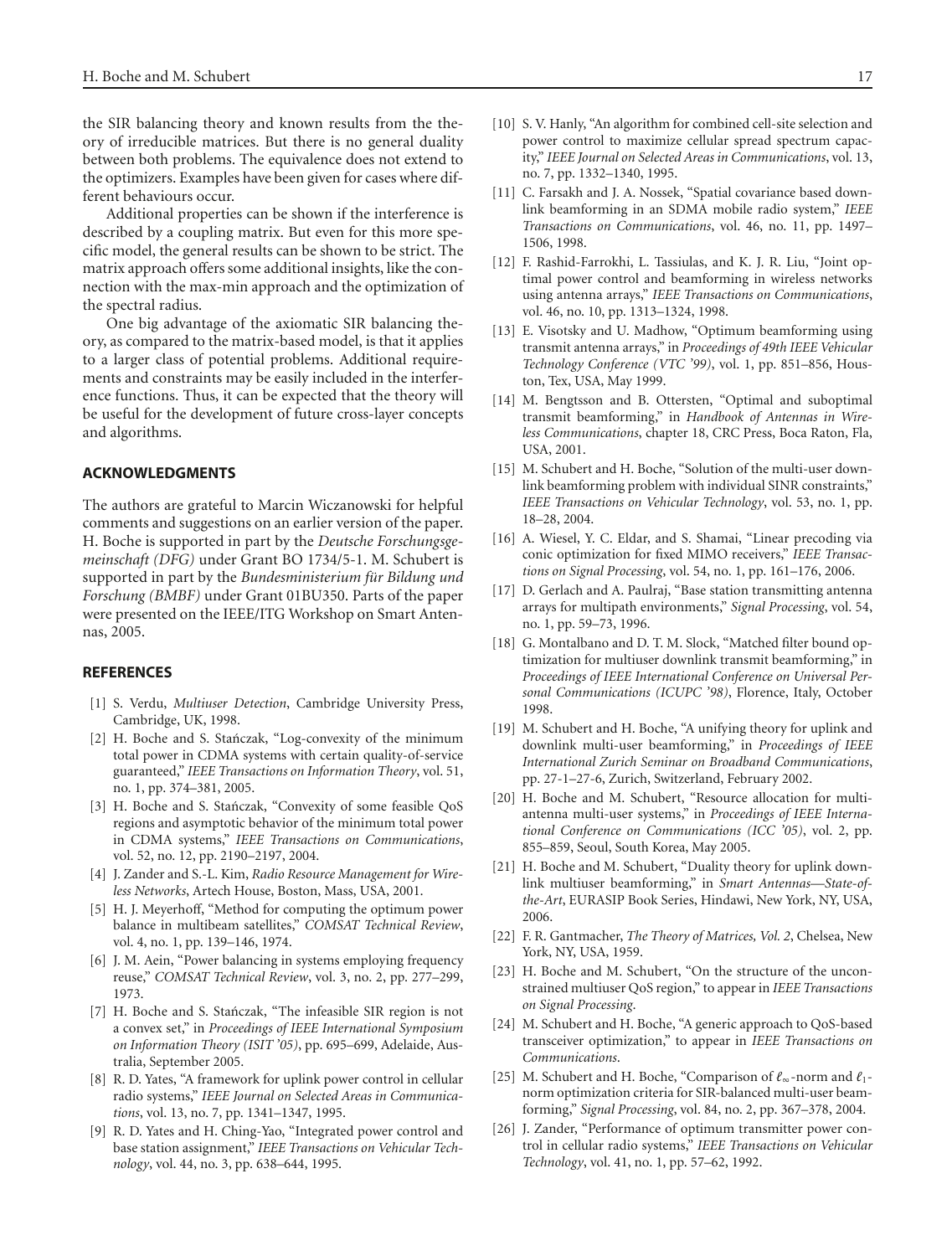the SIR balancing theory and known results from the theory of irreducible matrices. But there is no general duality between both problems. The equivalence does not extend to the optimizers. Examples have been given for cases where different behaviours occur.

Additional properties can be shown if the interference is described by a coupling matrix. But even for this more specific model, the general results can be shown to be strict. The matrix approach offers some additional insights, like the connection with the max-min approach and the optimization of the spectral radius.

One big advantage of the axiomatic SIR balancing theory, as compared to the matrix-based model, is that it applies to a larger class of potential problems. Additional requirements and constraints may be easily included in the interference functions. Thus, it can be expected that the theory will be useful for the development of future cross-layer concepts and algorithms.

## ACKNOWLEDGMENTS

The authors are grateful to Marcin Wiczanowski for helpful comments and suggestions on an earlier version of the paper. H. Boche is supported in part by the *Deutsche Forschungsgemeinschaft (DFG)* under Grant BO 1734/5-1. M. Schubert is supported in part by the *Bundesministerium für Bildung und Forschung (BMBF)* under Grant 01BU350. Parts of the paper were presented on the IEEE/ITG Workshop on Smart Antennas, 2005.

## REFERENCES

[1] S. Verdu, *Multiuser Detection*, Cambridge University Press, Cambridge, UK, 1998.

[2] H. Boche and S. Stańczak, "Log-convexity of the minimum total power in CDMA systems with certain quality-of-service guaranteed," *IEEE Transactions on Information Theory*, vol. 51, no. 1, pp. 374–381, 2005.

[3] H. Boche and S. Stańczak, "Convexity of some feasible QoS regions and asymptotic behavior of the minimum total power in CDMA systems," *IEEE Transactions on Communications*, vol. 52, no. 12, pp. 2190–2197, 2004.

[4] J. Zander and S.-L. Kim, *Radio Resource Management for Wireless Networks*, Artech House, Boston, Mass, USA, 2001.

[5] H. J. Meyerhoff, "Method for computing the optimum power balance in multibeam satellites," *COMSAT Technical Review*, vol. 4, no. 1, pp. 139–146, 1974.

[6] J. M. Aein, "Power balancing in systems employing frequency reuse," *COMSAT Technical Review*, vol. 3, no. 2, pp. 277–299, 1973.

[7] H. Boche and S. Stańczak, "The infeasible SIR region is not a convex set," in *Proceedings of IEEE International Symposium on Information Theory (ISIT '05)*, pp. 695–699, Adelaide, Australia, September 2005.

[8] R. D. Yates, "A framework for uplink power control in cellular radio systems," *IEEE Journal on Selected Areas in Communications*, vol. 13, no. 7, pp. 1341–1347, 1995.

[9] R. D. Yates and H. Ching-Yao, "Integrated power control and base station assignment," *IEEE Transactions on Vehicular Technology*, vol. 44, no. 3, pp. 638–644, 1995.

[10] S. V. Hanly, "An algorithm for combined cell-site selection and power control to maximize cellular spread spectrum capacity," *IEEE Journal on Selected Areas in Communications*, vol. 13, no. 7, pp. 1332–1340, 1995.

[11] C. Farsakh and J. A. Nossek, "Spatial covariance based downlink beamforming in an SDMA mobile radio system," *IEEE Transactions on Communications*, vol. 46, no. 11, pp. 1497–1506, 1998.

[12] F. Rashid-Farrokhi, L. Tassiulas, and K. J. R. Liu, "Joint optimal power control and beamforming in wireless networks using antenna arrays," *IEEE Transactions on Communications*, vol. 46, no. 10, pp. 1313–1324, 1998.

[13] E. Visotsky and U. Madhow, "Optimum beamforming using transmit antenna arrays," in *Proceedings of 49th IEEE Vehicular Technology Conference (VTC '99)*, vol. 1, pp. 851–856, Houston, Tex, USA, May 1999.

[14] M. Bengtsson and B. Ottersten, "Optimal and suboptimal transmit beamforming," in *Handbook of Antennas in Wireless Communications*, chapter 18, CRC Press, Boca Raton, Fla, USA, 2001.

[15] M. Schubert and H. Boche, "Solution of the multi-user downlink beamforming problem with individual SINR constraints," *IEEE Transactions on Vehicular Technology*, vol. 53, no. 1, pp. 18–28, 2004.

[16] A. Wiesel, Y. C. Eldar, and S. Shamai, "Linear precoding via conic optimization for fixed MIMO receivers," *IEEE Transactions on Signal Processing*, vol. 54, no. 1, pp. 161–176, 2006.

[17] D. Gerlach and A. Paulraj, "Base station transmitting antenna arrays for multipath environments," *Signal Processing*, vol. 54, no. 1, pp. 59–73, 1996.

[18] G. Montalbano and D. T. M. Slock, "Matched filter bound optimization for multiuser downlink transmit beamforming," in *Proceedings of IEEE International Conference on Universal Personal Communications (ICUPC '98)*, Florence, Italy, October 1998.

[19] M. Schubert and H. Boche, "A unifying theory for uplink and downlink multi-user beamforming," in *Proceedings of IEEE International Zurich Seminar on Broadband Communications*, pp. 27-1–27-6, Zurich, Switzerland, February 2002.

[20] H. Boche and M. Schubert, "Resource allocation for multi-antenna multi-user systems," in *Proceedings of IEEE International Conference on Communications (ICC '05)*, vol. 2, pp. 855–859, Seoul, South Korea, May 2005.

[21] H. Boche and M. Schubert, "Duality theory for uplink downlink multiuser beamforming," in *Smart Antennas—State-of-the-Art*, EURASIP Book Series, Hindawi, New York, NY, USA, 2006.

[22] F. R. Gantmacher, *The Theory of Matrices, Vol. 2*, Chelsea, New York, NY, USA, 1959.

[23] H. Boche and M. Schubert, "On the structure of the unconstrained multiuser QoS region," to appear in *IEEE Transactions on Signal Processing*.

[24] M. Schubert and H. Boche, "A generic approach to QoS-based transceiver optimization," to appear in *IEEE Transactions on Communications*.

[25] M. Schubert and H. Boche, "Comparison of $\ell_\infty$-norm and $\ell_1$-norm optimization criteria for SIR-balanced multi-user beamforming," *Signal Processing*, vol. 84, no. 2, pp. 367–378, 2004.

[26] J. Zander, "Performance of optimum transmitter power control in cellular radio systems," *IEEE Transactions on Vehicular Technology*, vol. 41, no. 1, pp. 57–62, 1992.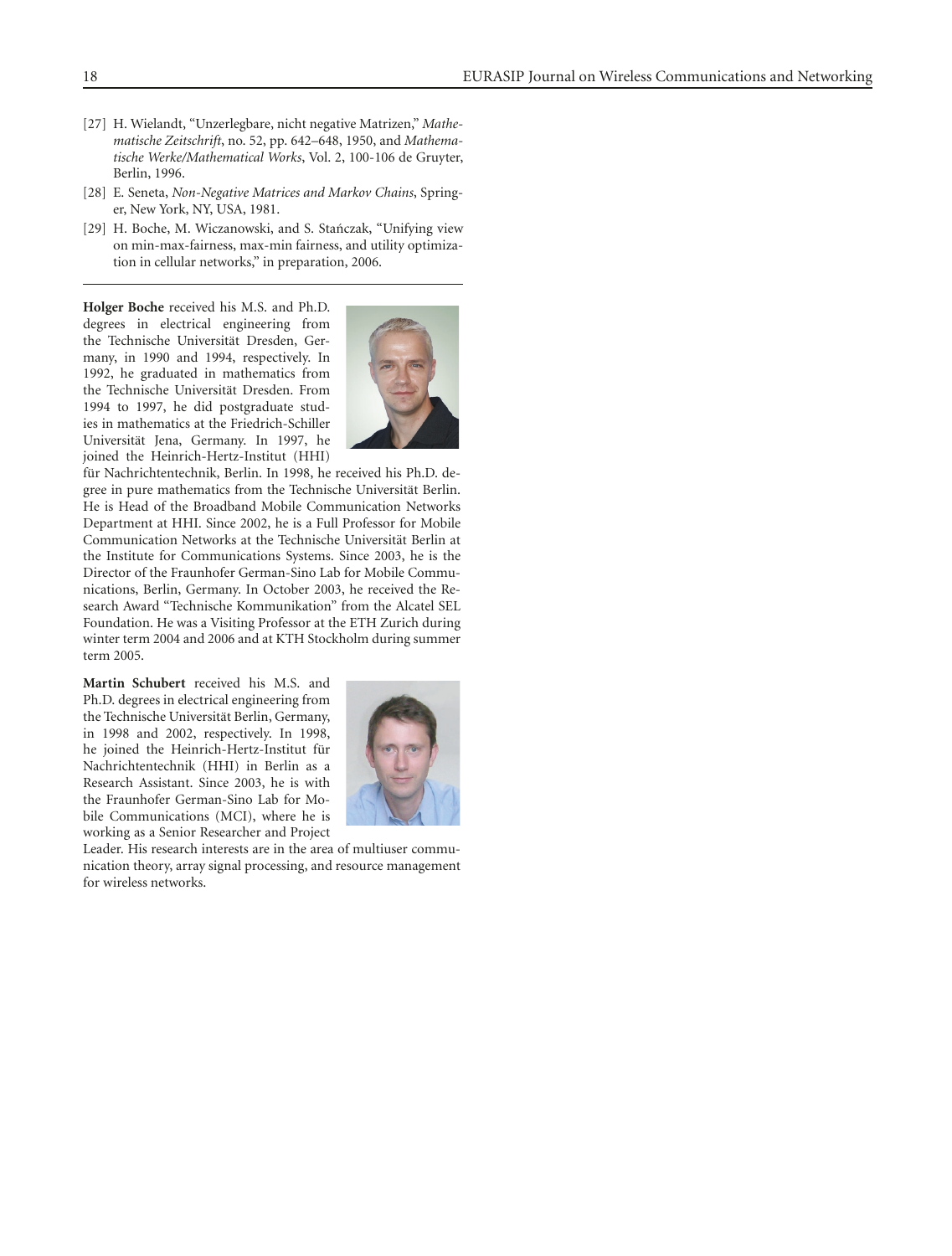[27] H. Wielandt, "Unzerlegbare, nicht negative Matrizen," *Mathematische Zeitschrift*, no. 52, pp. 642–648, 1950, and *Mathematische Werke/Mathematical Works*, Vol. 2, 100-106 de Gruyter, Berlin, 1996.

[28] E. Seneta, *Non-Negative Matrices and Markov Chains*, Springer, New York, NY, USA, 1981.

[29] H. Boche, M. Wiczanowski, and S. Stańczak, "Unifying view on min-max-fairness, max-min fairness, and utility optimization in cellular networks," in preparation, 2006.

---

**Holger Boche** received his M.S. and Ph.D. degrees in electrical engineering from the Technische Universität Dresden, Germany, in 1990 and 1994, respectively. In 1992, he graduated in mathematics from the Technische Universität Dresden. From 1994 to 1997, he did postgraduate studies in mathematics at the Friedrich-Schiller Universität Jena, Germany. In 1997, he joined the Heinrich-Hertz-Institut (HHI) für Nachrichtentechnik, Berlin. In 1998, he received his Ph.D. degree in pure mathematics from the Technische Universität Berlin. He is Head of the Broadband Mobile Communication Networks Department at HHI. Since 2002, he is a Full Professor for Mobile Communication Networks at the Technische Universität Berlin at the Institute for Communications Systems. Since 2003, he is the Director of the Fraunhofer German-Sino Lab for Mobile Communications, Berlin, Germany. In October 2003, he received the Research Award "Technische Kommunikation" from the Alcatel SEL Foundation. He was a Visiting Professor at the ETH Zurich during winter term 2004 and 2006 and at KTH Stockholm during summer term 2005.

**Martin Schubert** received his M.S. and Ph.D. degrees in electrical engineering from the Technische Universität Berlin, Germany, in 1998 and 2002, respectively. In 1998, he joined the Heinrich-Hertz-Institut für Nachrichtentechnik (HHI) in Berlin as a Research Assistant. Since 2003, he is with the Fraunhofer German-Sino Lab for Mobile Communications (MCI), where he is working as a Senior Researcher and Project Leader. His research interests are in the area of multiuser communication theory, array signal processing, and resource management for wireless networks.